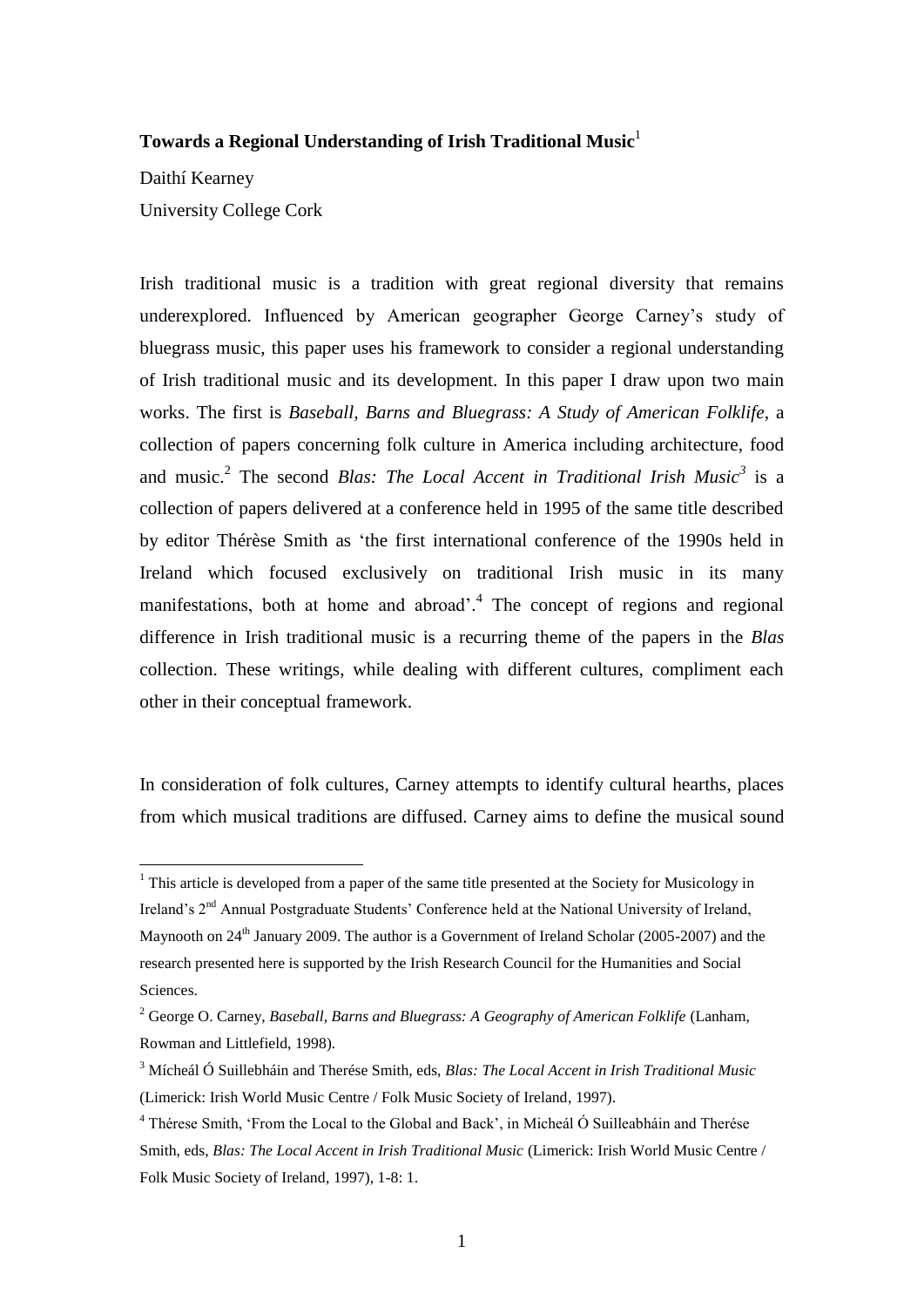**Towards a Regional Understanding of Irish Traditional Music**[1]

Daithí Kearney

University College Cork

Irish traditional music is a tradition with great regional diversity that remains underexplored. Influenced by American geographer George Carney's study of bluegrass music, this paper uses his framework to consider a regional understanding of Irish traditional music and its development. In this paper I draw upon two main works. The first is *Baseball, Barns and Bluegrass: A Study of American Folklife*, a collection of papers concerning folk culture in America including architecture, food and music.[2] The second *Blas: The Local Accent in Traditional Irish Music*[3] is a collection of papers delivered at a conference held in 1995 of the same title described by editor Thérèse Smith as 'the first international conference of the 1990s held in Ireland which focused exclusively on traditional Irish music in its many manifestations, both at home and abroad'.[4] The concept of regions and regional difference in Irish traditional music is a recurring theme of the papers in the *Blas* collection. These writings, while dealing with different cultures, compliment each other in their conceptual framework.

In consideration of folk cultures, Carney attempts to identify cultural hearths, places from which musical traditions are diffused. Carney aims to define the musical sound

---

[1] This article is developed from a paper of the same title presented at the Society for Musicology in Ireland's 2nd Annual Postgraduate Students' Conference held at the National University of Ireland, Maynooth on 24th January 2009. The author is a Government of Ireland Scholar (2005-2007) and the research presented here is supported by the Irish Research Council for the Humanities and Social Sciences.

[2] George O. Carney, *Baseball, Barns and Bluegrass: A Geography of American Folklife* (Lanham, Rowman and Littlefield, 1998).

[3] Mícheál Ó Suillebháin and Therése Smith, eds, *Blas: The Local Accent in Irish Traditional Music* (Limerick: Irish World Music Centre / Folk Music Society of Ireland, 1997).

[4] Thérese Smith, 'From the Local to the Global and Back', in Micheál Ó Suilleabháin and Therése Smith, eds, *Blas: The Local Accent in Irish Traditional Music* (Limerick: Irish World Music Centre / Folk Music Society of Ireland, 1997), 1-8: 1.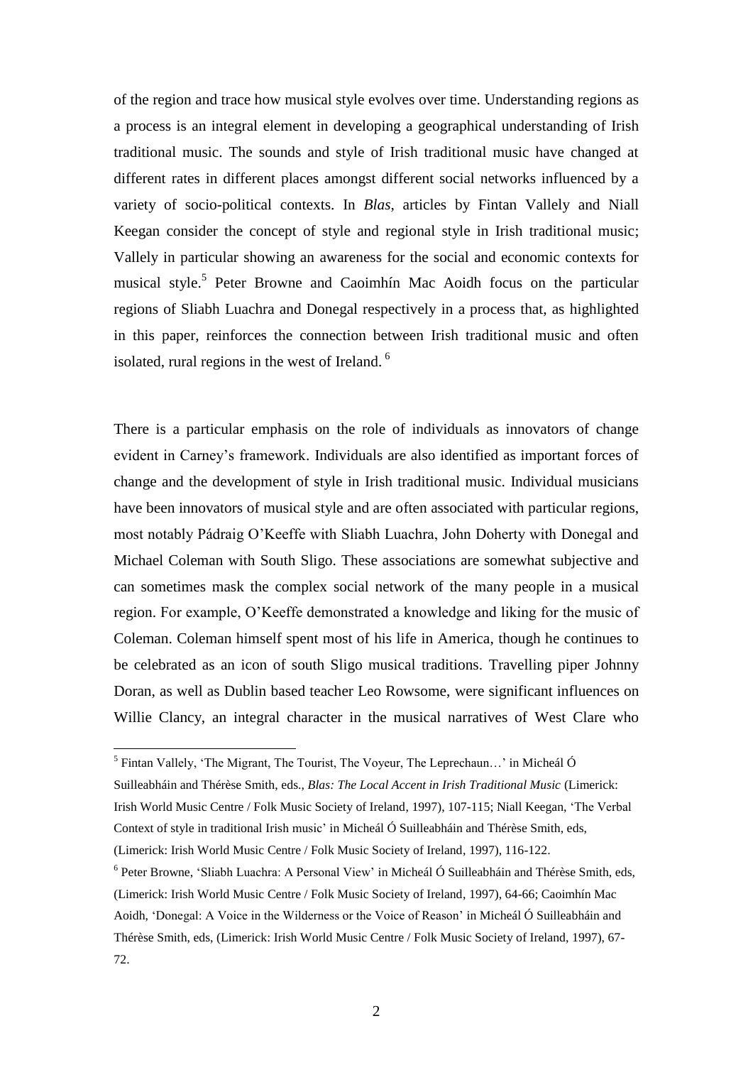of the region and trace how musical style evolves over time. Understanding regions as a process is an integral element in developing a geographical understanding of Irish traditional music. The sounds and style of Irish traditional music have changed at different rates in different places amongst different social networks influenced by a variety of socio-political contexts. In *Blas*, articles by Fintan Vallely and Niall Keegan consider the concept of style and regional style in Irish traditional music; Vallely in particular showing an awareness for the social and economic contexts for musical style.[5] Peter Browne and Caoimhín Mac Aoidh focus on the particular regions of Sliabh Luachra and Donegal respectively in a process that, as highlighted in this paper, reinforces the connection between Irish traditional music and often isolated, rural regions in the west of Ireland. [6]

There is a particular emphasis on the role of individuals as innovators of change evident in Carney's framework. Individuals are also identified as important forces of change and the development of style in Irish traditional music. Individual musicians have been innovators of musical style and are often associated with particular regions, most notably Pádraig O'Keeffe with Sliabh Luachra, John Doherty with Donegal and Michael Coleman with South Sligo. These associations are somewhat subjective and can sometimes mask the complex social network of the many people in a musical region. For example, O'Keeffe demonstrated a knowledge and liking for the music of Coleman. Coleman himself spent most of his life in America, though he continues to be celebrated as an icon of south Sligo musical traditions. Travelling piper Johnny Doran, as well as Dublin based teacher Leo Rowsome, were significant influences on Willie Clancy, an integral character in the musical narratives of West Clare who

[5] Fintan Vallely, 'The Migrant, The Tourist, The Voyeur, The Leprechaun…' in Micheál Ó Suilleabháin and Thérèse Smith, eds., *Blas: The Local Accent in Irish Traditional Music* (Limerick: Irish World Music Centre / Folk Music Society of Ireland, 1997), 107-115; Niall Keegan, 'The Verbal Context of style in traditional Irish music' in Micheál Ó Suilleabháin and Thérèse Smith, eds, (Limerick: Irish World Music Centre / Folk Music Society of Ireland, 1997), 116-122.

[6] Peter Browne, 'Sliabh Luachra: A Personal View' in Micheál Ó Suilleabháin and Thérèse Smith, eds, (Limerick: Irish World Music Centre / Folk Music Society of Ireland, 1997), 64-66; Caoimhín Mac Aoidh, 'Donegal: A Voice in the Wilderness or the Voice of Reason' in Micheál Ó Suilleabháin and Thérèse Smith, eds, (Limerick: Irish World Music Centre / Folk Music Society of Ireland, 1997), 67-72.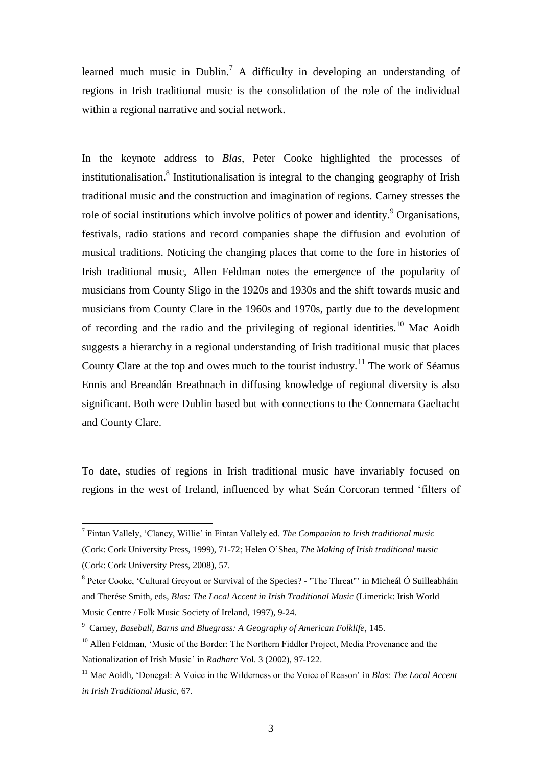learned much music in Dublin.[7] A difficulty in developing an understanding of regions in Irish traditional music is the consolidation of the role of the individual within a regional narrative and social network.

In the keynote address to *Blas*, Peter Cooke highlighted the processes of institutionalisation.[8] Institutionalisation is integral to the changing geography of Irish traditional music and the construction and imagination of regions. Carney stresses the role of social institutions which involve politics of power and identity.[9] Organisations, festivals, radio stations and record companies shape the diffusion and evolution of musical traditions. Noticing the changing places that come to the fore in histories of Irish traditional music, Allen Feldman notes the emergence of the popularity of musicians from County Sligo in the 1920s and 1930s and the shift towards music and musicians from County Clare in the 1960s and 1970s, partly due to the development of recording and the radio and the privileging of regional identities.[10] Mac Aoidh suggests a hierarchy in a regional understanding of Irish traditional music that places County Clare at the top and owes much to the tourist industry.[11] The work of Séamus Ennis and Breandán Breathnach in diffusing knowledge of regional diversity is also significant. Both were Dublin based but with connections to the Connemara Gaeltacht and County Clare.

To date, studies of regions in Irish traditional music have invariably focused on regions in the west of Ireland, influenced by what Seán Corcoran termed 'filters of

---

[7] Fintan Vallely, 'Clancy, Willie' in Fintan Vallely ed. *The Companion to Irish traditional music* (Cork: Cork University Press, 1999), 71-72; Helen O'Shea, *The Making of Irish traditional music* (Cork: Cork University Press, 2008), 57.

[8] Peter Cooke, 'Cultural Greyout or Survival of the Species? - "The Threat"' in Micheál Ó Suilleabháin and Therése Smith, eds, *Blas: The Local Accent in Irish Traditional Music* (Limerick: Irish World Music Centre / Folk Music Society of Ireland, 1997), 9-24.

[9] Carney, *Baseball, Barns and Bluegrass: A Geography of American Folklife*, 145.

[10] Allen Feldman, 'Music of the Border: The Northern Fiddler Project, Media Provenance and the Nationalization of Irish Music' in *Radharc* Vol. 3 (2002), 97-122.

[11] Mac Aoidh, 'Donegal: A Voice in the Wilderness or the Voice of Reason' in *Blas: The Local Accent in Irish Traditional Music*, 67.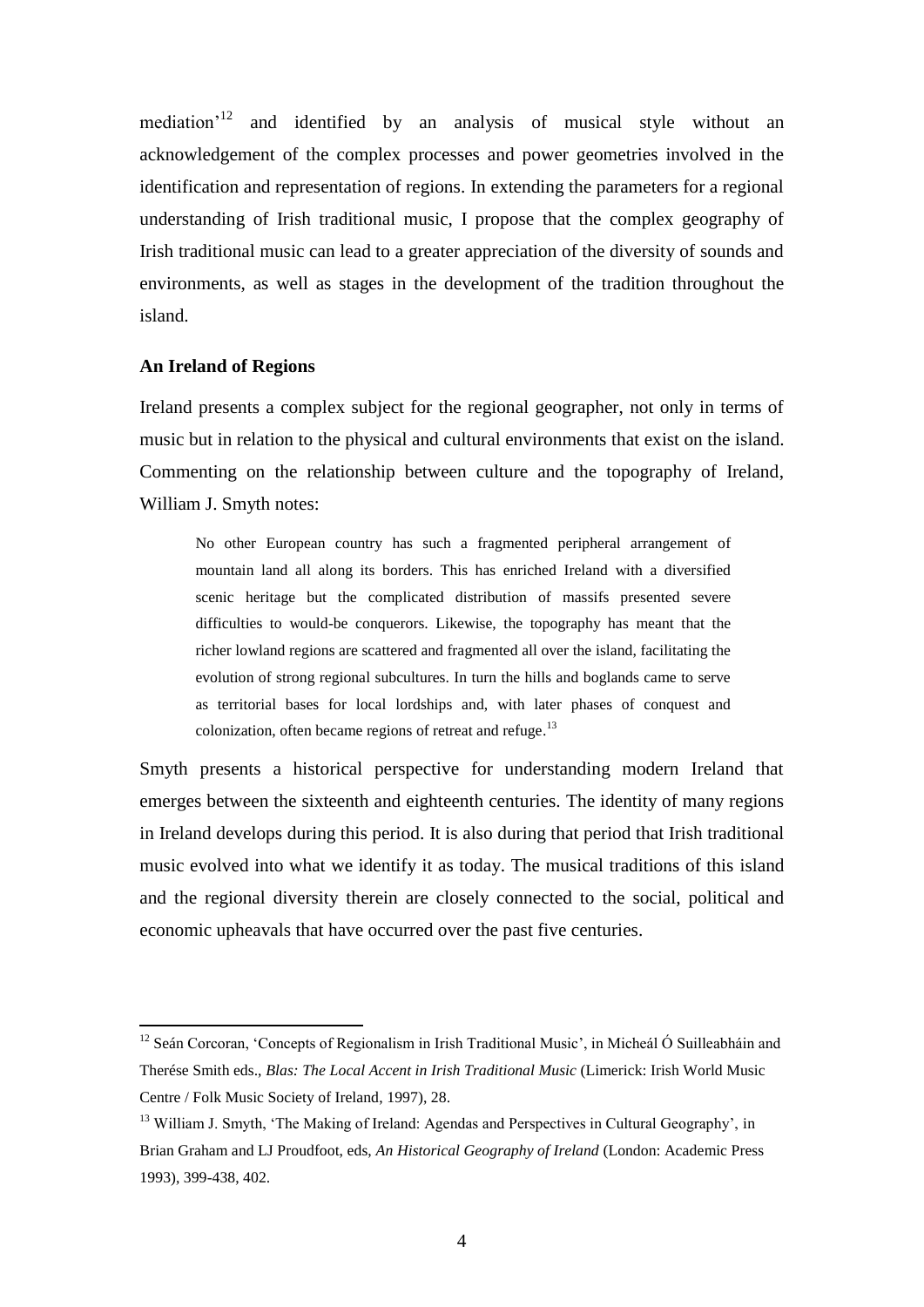mediation'[12] and identified by an analysis of musical style without an acknowledgement of the complex processes and power geometries involved in the identification and representation of regions. In extending the parameters for a regional understanding of Irish traditional music, I propose that the complex geography of Irish traditional music can lead to a greater appreciation of the diversity of sounds and environments, as well as stages in the development of the tradition throughout the island.

**An Ireland of Regions**

Ireland presents a complex subject for the regional geographer, not only in terms of music but in relation to the physical and cultural environments that exist on the island. Commenting on the relationship between culture and the topography of Ireland, William J. Smyth notes:

> No other European country has such a fragmented peripheral arrangement of mountain land all along its borders. This has enriched Ireland with a diversified scenic heritage but the complicated distribution of massifs presented severe difficulties to would-be conquerors. Likewise, the topography has meant that the richer lowland regions are scattered and fragmented all over the island, facilitating the evolution of strong regional subcultures. In turn the hills and boglands came to serve as territorial bases for local lordships and, with later phases of conquest and colonization, often became regions of retreat and refuge.[13]

Smyth presents a historical perspective for understanding modern Ireland that emerges between the sixteenth and eighteenth centuries. The identity of many regions in Ireland develops during this period. It is also during that period that Irish traditional music evolved into what we identify it as today. The musical traditions of this island and the regional diversity therein are closely connected to the social, political and economic upheavals that have occurred over the past five centuries.

---

[12] Seán Corcoran, 'Concepts of Regionalism in Irish Traditional Music', in Micheál Ó Suilleabháin and Therése Smith eds., *Blas: The Local Accent in Irish Traditional Music* (Limerick: Irish World Music Centre / Folk Music Society of Ireland, 1997), 28.

[13] William J. Smyth, 'The Making of Ireland: Agendas and Perspectives in Cultural Geography', in Brian Graham and LJ Proudfoot, eds, *An Historical Geography of Ireland* (London: Academic Press 1993), 399-438, 402.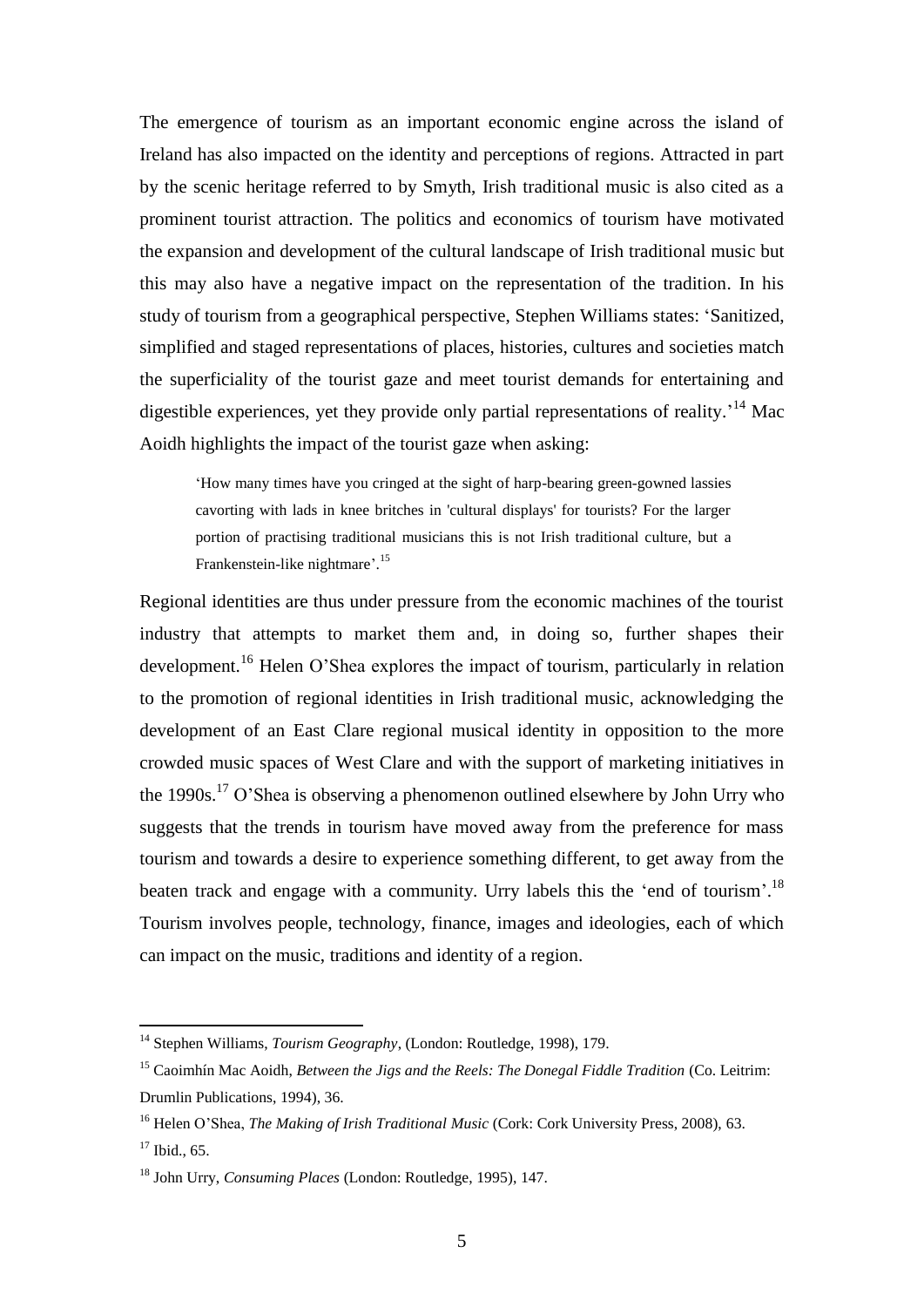The emergence of tourism as an important economic engine across the island of Ireland has also impacted on the identity and perceptions of regions. Attracted in part by the scenic heritage referred to by Smyth, Irish traditional music is also cited as a prominent tourist attraction. The politics and economics of tourism have motivated the expansion and development of the cultural landscape of Irish traditional music but this may also have a negative impact on the representation of the tradition. In his study of tourism from a geographical perspective, Stephen Williams states: 'Sanitized, simplified and staged representations of places, histories, cultures and societies match the superficiality of the tourist gaze and meet tourist demands for entertaining and digestible experiences, yet they provide only partial representations of reality.'[14] Mac Aoidh highlights the impact of the tourist gaze when asking:

> 'How many times have you cringed at the sight of harp-bearing green-gowned lassies cavorting with lads in knee britches in 'cultural displays' for tourists? For the larger portion of practising traditional musicians this is not Irish traditional culture, but a Frankenstein-like nightmare'.[15]

Regional identities are thus under pressure from the economic machines of the tourist industry that attempts to market them and, in doing so, further shapes their development.[16] Helen O'Shea explores the impact of tourism, particularly in relation to the promotion of regional identities in Irish traditional music, acknowledging the development of an East Clare regional musical identity in opposition to the more crowded music spaces of West Clare and with the support of marketing initiatives in the 1990s.[17] O'Shea is observing a phenomenon outlined elsewhere by John Urry who suggests that the trends in tourism have moved away from the preference for mass tourism and towards a desire to experience something different, to get away from the beaten track and engage with a community. Urry labels this the 'end of tourism'.[18] Tourism involves people, technology, finance, images and ideologies, each of which can impact on the music, traditions and identity of a region.

---

[14] Stephen Williams, *Tourism Geography*, (London: Routledge, 1998), 179.

[15] Caoimhín Mac Aoidh, *Between the Jigs and the Reels: The Donegal Fiddle Tradition* (Co. Leitrim: Drumlin Publications, 1994), 36.

[16] Helen O'Shea, *The Making of Irish Traditional Music* (Cork: Cork University Press, 2008), 63.

[17] Ibid., 65.

[18] John Urry, *Consuming Places* (London: Routledge, 1995), 147.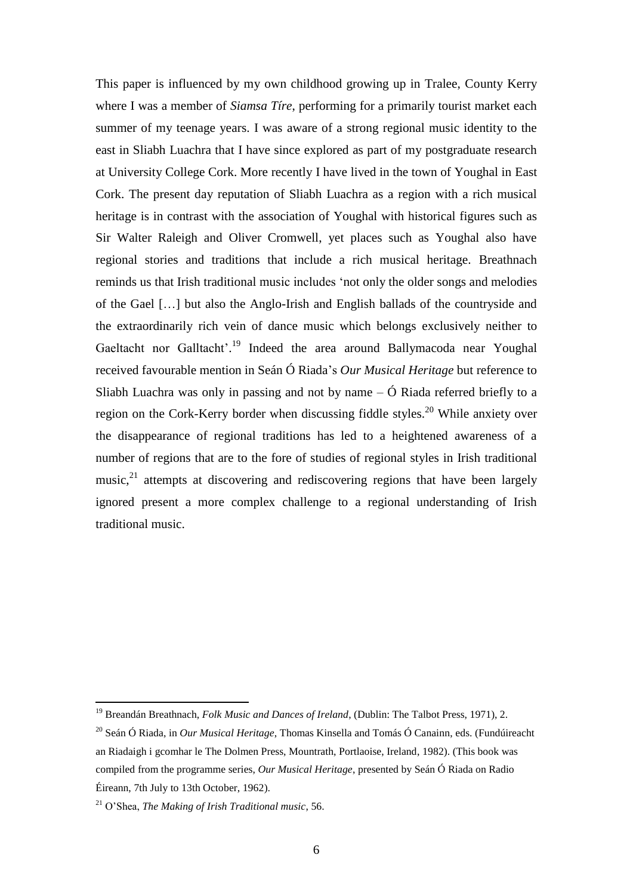This paper is influenced by my own childhood growing up in Tralee, County Kerry where I was a member of *Siamsa Tíre*, performing for a primarily tourist market each summer of my teenage years. I was aware of a strong regional music identity to the east in Sliabh Luachra that I have since explored as part of my postgraduate research at University College Cork. More recently I have lived in the town of Youghal in East Cork. The present day reputation of Sliabh Luachra as a region with a rich musical heritage is in contrast with the association of Youghal with historical figures such as Sir Walter Raleigh and Oliver Cromwell, yet places such as Youghal also have regional stories and traditions that include a rich musical heritage. Breathnach reminds us that Irish traditional music includes 'not only the older songs and melodies of the Gael […] but also the Anglo-Irish and English ballads of the countryside and the extraordinarily rich vein of dance music which belongs exclusively neither to Gaeltacht nor Galltacht'.[19] Indeed the area around Ballymacoda near Youghal received favourable mention in Seán Ó Riada's *Our Musical Heritage* but reference to Sliabh Luachra was only in passing and not by name – Ó Riada referred briefly to a region on the Cork-Kerry border when discussing fiddle styles.[20] While anxiety over the disappearance of regional traditions has led to a heightened awareness of a number of regions that are to the fore of studies of regional styles in Irish traditional music,[21] attempts at discovering and rediscovering regions that have been largely ignored present a more complex challenge to a regional understanding of Irish traditional music.

---

[19] Breandán Breathnach, *Folk Music and Dances of Ireland*, (Dublin: The Talbot Press, 1971), 2.

[20] Seán Ó Riada, in *Our Musical Heritage*, Thomas Kinsella and Tomás Ó Canainn, eds. (Fundúireacht an Riadaigh i gcomhar le The Dolmen Press, Mountrath, Portlaoise, Ireland, 1982). (This book was compiled from the programme series, *Our Musical Heritage*, presented by Seán Ó Riada on Radio Éireann, 7th July to 13th October, 1962).

[21] O'Shea, *The Making of Irish Traditional music*, 56.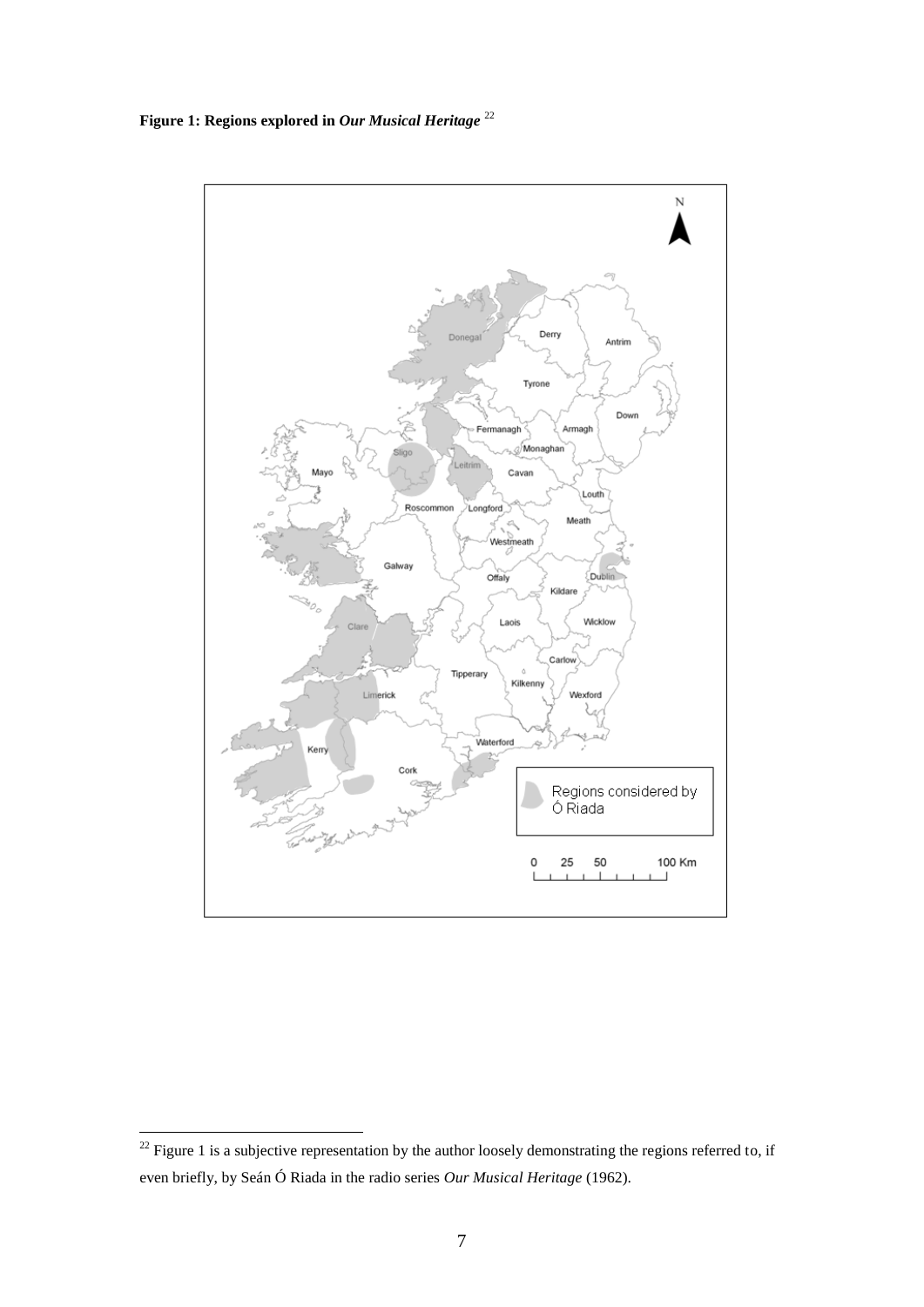**Figure 1: Regions explored in *Our Musical Heritage*** [22]

[22] Figure 1 is a subjective representation by the author loosely demonstrating the regions referred to, if even briefly, by Seán Ó Riada in the radio series *Our Musical Heritage* (1962).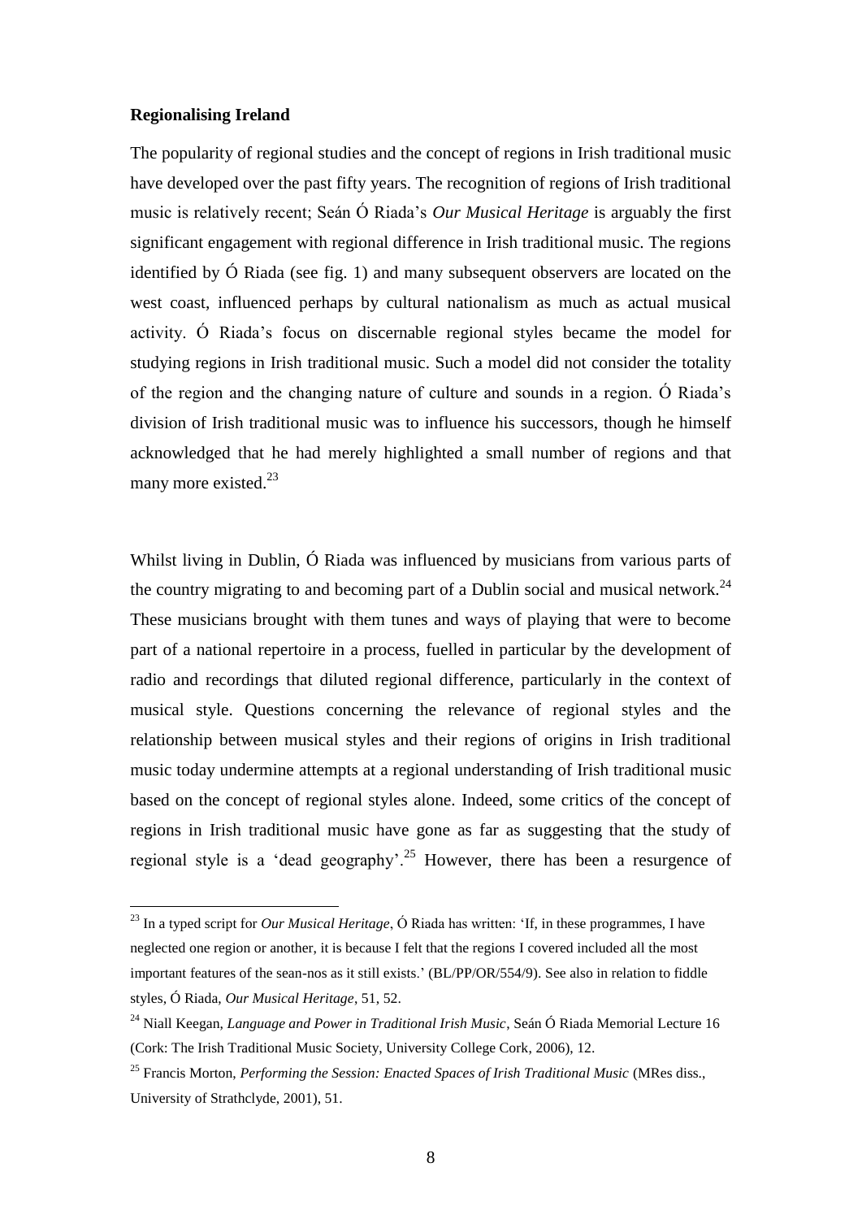**Regionalising Ireland**

The popularity of regional studies and the concept of regions in Irish traditional music have developed over the past fifty years. The recognition of regions of Irish traditional music is relatively recent; Seán Ó Riada's *Our Musical Heritage* is arguably the first significant engagement with regional difference in Irish traditional music. The regions identified by Ó Riada (see fig. 1) and many subsequent observers are located on the west coast, influenced perhaps by cultural nationalism as much as actual musical activity. Ó Riada's focus on discernable regional styles became the model for studying regions in Irish traditional music. Such a model did not consider the totality of the region and the changing nature of culture and sounds in a region. Ó Riada's division of Irish traditional music was to influence his successors, though he himself acknowledged that he had merely highlighted a small number of regions and that many more existed.[23]

Whilst living in Dublin, Ó Riada was influenced by musicians from various parts of the country migrating to and becoming part of a Dublin social and musical network.[24] These musicians brought with them tunes and ways of playing that were to become part of a national repertoire in a process, fuelled in particular by the development of radio and recordings that diluted regional difference, particularly in the context of musical style. Questions concerning the relevance of regional styles and the relationship between musical styles and their regions of origins in Irish traditional music today undermine attempts at a regional understanding of Irish traditional music based on the concept of regional styles alone. Indeed, some critics of the concept of regions in Irish traditional music have gone as far as suggesting that the study of regional style is a 'dead geography'.[25] However, there has been a resurgence of

---

[23] In a typed script for *Our Musical Heritage*, Ó Riada has written: 'If, in these programmes, I have neglected one region or another, it is because I felt that the regions I covered included all the most important features of the sean-nos as it still exists.' (BL/PP/OR/554/9). See also in relation to fiddle styles, Ó Riada, *Our Musical Heritage*, 51, 52.

[24] Niall Keegan, *Language and Power in Traditional Irish Music*, Seán Ó Riada Memorial Lecture 16 (Cork: The Irish Traditional Music Society, University College Cork, 2006), 12.

[25] Francis Morton, *Performing the Session: Enacted Spaces of Irish Traditional Music* (MRes diss., University of Strathclyde, 2001), 51.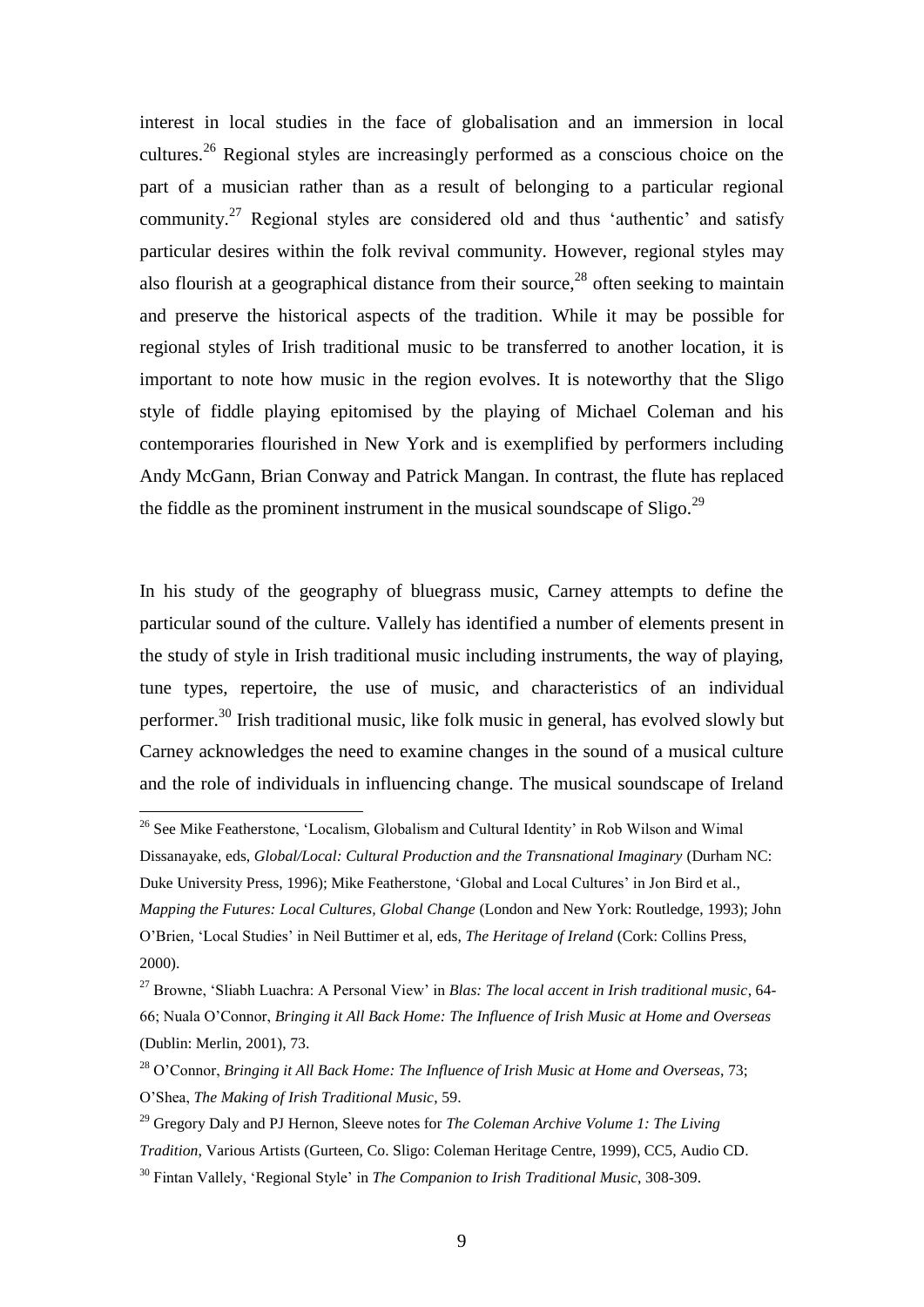interest in local studies in the face of globalisation and an immersion in local cultures.[26] Regional styles are increasingly performed as a conscious choice on the part of a musician rather than as a result of belonging to a particular regional community.[27] Regional styles are considered old and thus 'authentic' and satisfy particular desires within the folk revival community. However, regional styles may also flourish at a geographical distance from their source,[28] often seeking to maintain and preserve the historical aspects of the tradition. While it may be possible for regional styles of Irish traditional music to be transferred to another location, it is important to note how music in the region evolves. It is noteworthy that the Sligo style of fiddle playing epitomised by the playing of Michael Coleman and his contemporaries flourished in New York and is exemplified by performers including Andy McGann, Brian Conway and Patrick Mangan. In contrast, the flute has replaced the fiddle as the prominent instrument in the musical soundscape of Sligo.[29]

In his study of the geography of bluegrass music, Carney attempts to define the particular sound of the culture. Vallely has identified a number of elements present in the study of style in Irish traditional music including instruments, the way of playing, tune types, repertoire, the use of music, and characteristics of an individual performer.[30] Irish traditional music, like folk music in general, has evolved slowly but Carney acknowledges the need to examine changes in the sound of a musical culture and the role of individuals in influencing change. The musical soundscape of Ireland

---

[26] See Mike Featherstone, 'Localism, Globalism and Cultural Identity' in Rob Wilson and Wimal Dissanayake, eds, *Global/Local: Cultural Production and the Transnational Imaginary* (Durham NC: Duke University Press, 1996); Mike Featherstone, 'Global and Local Cultures' in Jon Bird et al., *Mapping the Futures: Local Cultures, Global Change* (London and New York: Routledge, 1993); John O'Brien, 'Local Studies' in Neil Buttimer et al, eds, *The Heritage of Ireland* (Cork: Collins Press, 2000).

[27] Browne, 'Sliabh Luachra: A Personal View' in *Blas: The local accent in Irish traditional music*, 64-66; Nuala O'Connor, *Bringing it All Back Home: The Influence of Irish Music at Home and Overseas* (Dublin: Merlin, 2001), 73.

[28] O'Connor, *Bringing it All Back Home: The Influence of Irish Music at Home and Overseas*, 73; O'Shea, *The Making of Irish Traditional Music*, 59.

[29] Gregory Daly and PJ Hernon, Sleeve notes for *The Coleman Archive Volume 1: The Living Tradition*, Various Artists (Gurteen, Co. Sligo: Coleman Heritage Centre, 1999), CC5, Audio CD.

[30] Fintan Vallely, 'Regional Style' in *The Companion to Irish Traditional Music*, 308-309.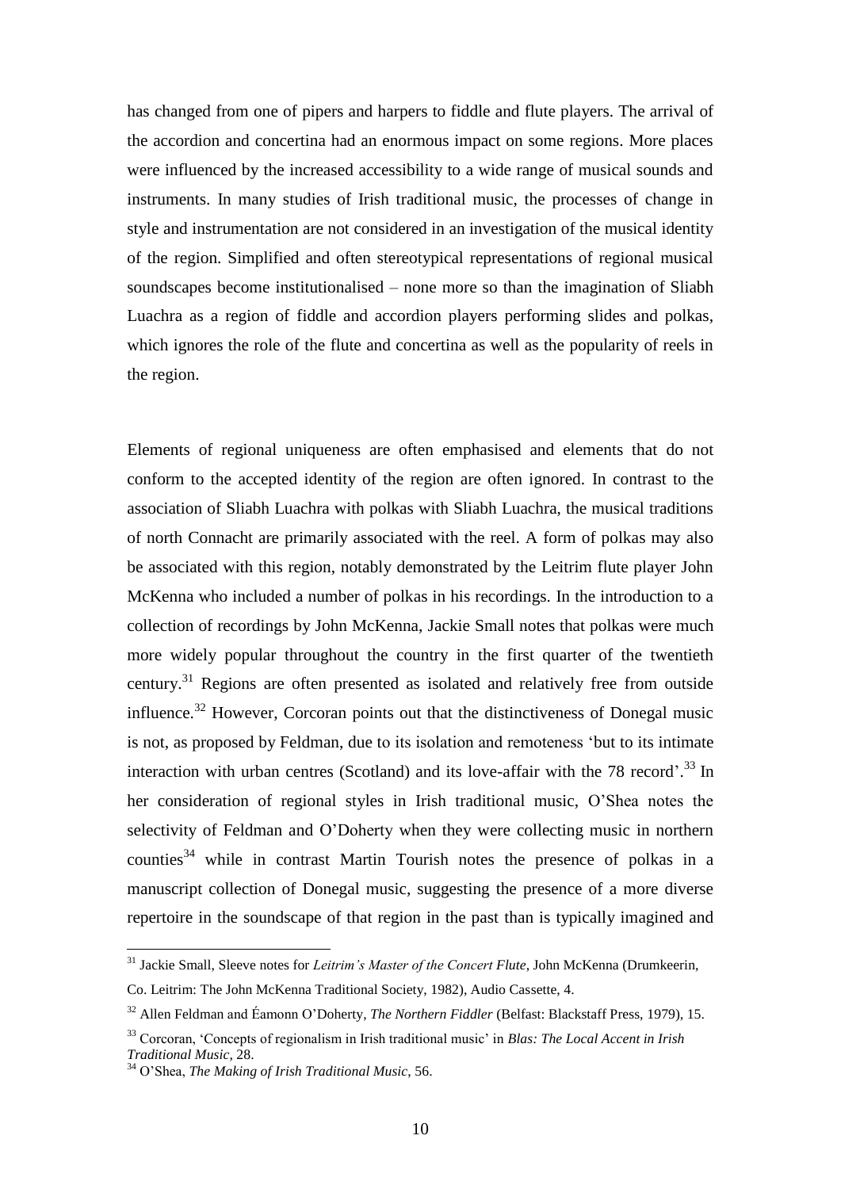has changed from one of pipers and harpers to fiddle and flute players. The arrival of the accordion and concertina had an enormous impact on some regions. More places were influenced by the increased accessibility to a wide range of musical sounds and instruments. In many studies of Irish traditional music, the processes of change in style and instrumentation are not considered in an investigation of the musical identity of the region. Simplified and often stereotypical representations of regional musical soundscapes become institutionalised – none more so than the imagination of Sliabh Luachra as a region of fiddle and accordion players performing slides and polkas, which ignores the role of the flute and concertina as well as the popularity of reels in the region.

Elements of regional uniqueness are often emphasised and elements that do not conform to the accepted identity of the region are often ignored. In contrast to the association of Sliabh Luachra with polkas with Sliabh Luachra, the musical traditions of north Connacht are primarily associated with the reel. A form of polkas may also be associated with this region, notably demonstrated by the Leitrim flute player John McKenna who included a number of polkas in his recordings. In the introduction to a collection of recordings by John McKenna, Jackie Small notes that polkas were much more widely popular throughout the country in the first quarter of the twentieth century.[31] Regions are often presented as isolated and relatively free from outside influence.[32] However, Corcoran points out that the distinctiveness of Donegal music is not, as proposed by Feldman, due to its isolation and remoteness 'but to its intimate interaction with urban centres (Scotland) and its love-affair with the 78 record'.[33] In her consideration of regional styles in Irish traditional music, O'Shea notes the selectivity of Feldman and O'Doherty when they were collecting music in northern counties[34] while in contrast Martin Tourish notes the presence of polkas in a manuscript collection of Donegal music, suggesting the presence of a more diverse repertoire in the soundscape of that region in the past than is typically imagined and

---

[31] Jackie Small, Sleeve notes for *Leitrim's Master of the Concert Flute*, John McKenna (Drumkeerin, Co. Leitrim: The John McKenna Traditional Society, 1982), Audio Cassette, 4.

[32] Allen Feldman and Éamonn O'Doherty, *The Northern Fiddler* (Belfast: Blackstaff Press, 1979), 15.

[33] Corcoran, 'Concepts of regionalism in Irish traditional music' in *Blas: The Local Accent in Irish Traditional Music*, 28.

[34] O'Shea, *The Making of Irish Traditional Music*, 56.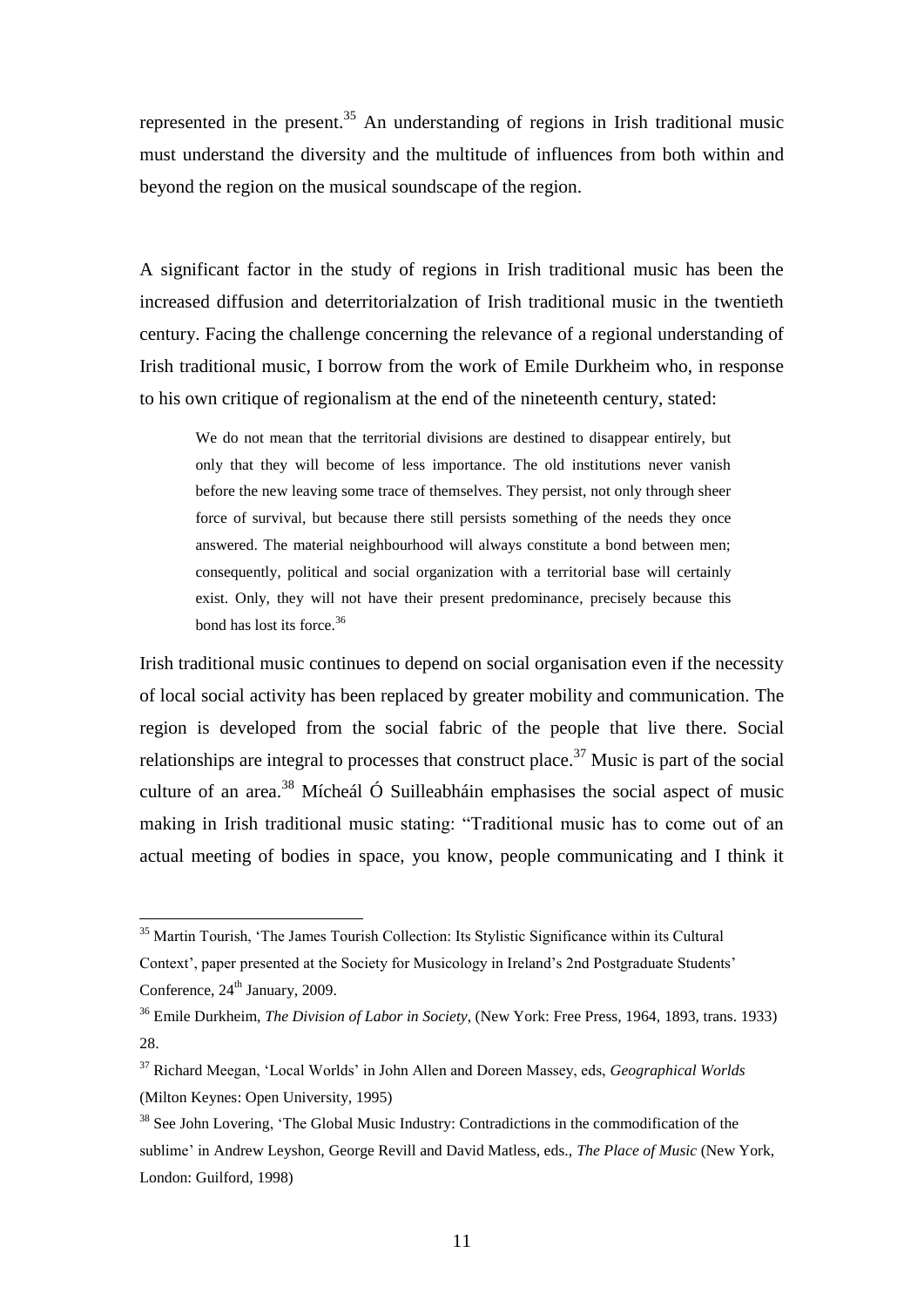represented in the present.[35] An understanding of regions in Irish traditional music must understand the diversity and the multitude of influences from both within and beyond the region on the musical soundscape of the region.

A significant factor in the study of regions in Irish traditional music has been the increased diffusion and deterritorialzation of Irish traditional music in the twentieth century. Facing the challenge concerning the relevance of a regional understanding of Irish traditional music, I borrow from the work of Emile Durkheim who, in response to his own critique of regionalism at the end of the nineteenth century, stated:

> We do not mean that the territorial divisions are destined to disappear entirely, but only that they will become of less importance. The old institutions never vanish before the new leaving some trace of themselves. They persist, not only through sheer force of survival, but because there still persists something of the needs they once answered. The material neighbourhood will always constitute a bond between men; consequently, political and social organization with a territorial base will certainly exist. Only, they will not have their present predominance, precisely because this bond has lost its force.[36]

Irish traditional music continues to depend on social organisation even if the necessity of local social activity has been replaced by greater mobility and communication. The region is developed from the social fabric of the people that live there. Social relationships are integral to processes that construct place.[37] Music is part of the social culture of an area.[38] Mícheál Ó Suilleabháin emphasises the social aspect of music making in Irish traditional music stating: "Traditional music has to come out of an actual meeting of bodies in space, you know, people communicating and I think it

---

[35] Martin Tourish, 'The James Tourish Collection: Its Stylistic Significance within its Cultural Context', paper presented at the Society for Musicology in Ireland's 2nd Postgraduate Students' Conference, 24th January, 2009.

[36] Emile Durkheim, *The Division of Labor in Society*, (New York: Free Press, 1964, 1893, trans. 1933) 28.

[37] Richard Meegan, 'Local Worlds' in John Allen and Doreen Massey, eds, *Geographical Worlds* (Milton Keynes: Open University, 1995)

[38] See John Lovering, 'The Global Music Industry: Contradictions in the commodification of the sublime' in Andrew Leyshon, George Revill and David Matless, eds., *The Place of Music* (New York, London: Guilford, 1998)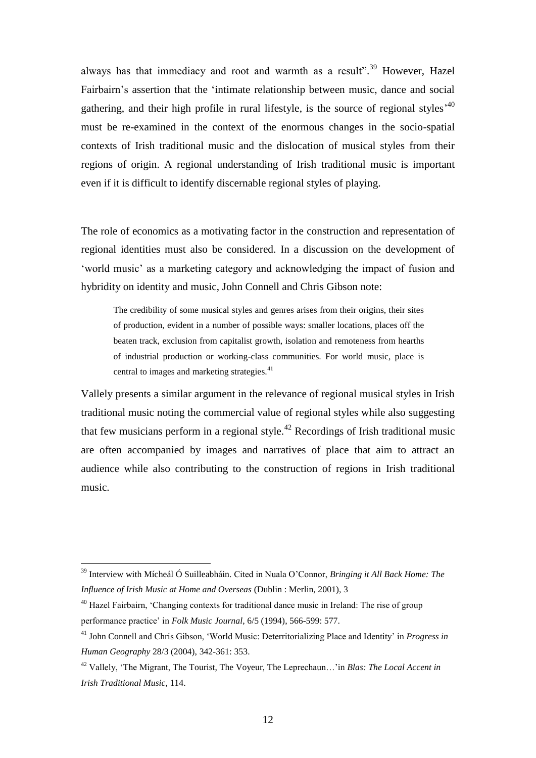always has that immediacy and root and warmth as a result".[39] However, Hazel Fairbairn's assertion that the 'intimate relationship between music, dance and social gathering, and their high profile in rural lifestyle, is the source of regional styles'[40] must be re-examined in the context of the enormous changes in the socio-spatial contexts of Irish traditional music and the dislocation of musical styles from their regions of origin. A regional understanding of Irish traditional music is important even if it is difficult to identify discernable regional styles of playing.

The role of economics as a motivating factor in the construction and representation of regional identities must also be considered. In a discussion on the development of 'world music' as a marketing category and acknowledging the impact of fusion and hybridity on identity and music, John Connell and Chris Gibson note:

> The credibility of some musical styles and genres arises from their origins, their sites of production, evident in a number of possible ways: smaller locations, places off the beaten track, exclusion from capitalist growth, isolation and remoteness from hearths of industrial production or working-class communities. For world music, place is central to images and marketing strategies.[41]

Vallely presents a similar argument in the relevance of regional musical styles in Irish traditional music noting the commercial value of regional styles while also suggesting that few musicians perform in a regional style.[42] Recordings of Irish traditional music are often accompanied by images and narratives of place that aim to attract an audience while also contributing to the construction of regions in Irish traditional music.

---

[39] Interview with Mícheál Ó Suilleabháin. Cited in Nuala O'Connor, *Bringing it All Back Home: The Influence of Irish Music at Home and Overseas* (Dublin : Merlin, 2001), 3

[40] Hazel Fairbairn, 'Changing contexts for traditional dance music in Ireland: The rise of group performance practice' in *Folk Music Journal*, 6/5 (1994), 566-599: 577.

[41] John Connell and Chris Gibson, 'World Music: Deterritorializing Place and Identity' in *Progress in Human Geography* 28/3 (2004), 342-361: 353.

[42] Vallely, 'The Migrant, The Tourist, The Voyeur, The Leprechaun…'in *Blas: The Local Accent in Irish Traditional Music*, 114.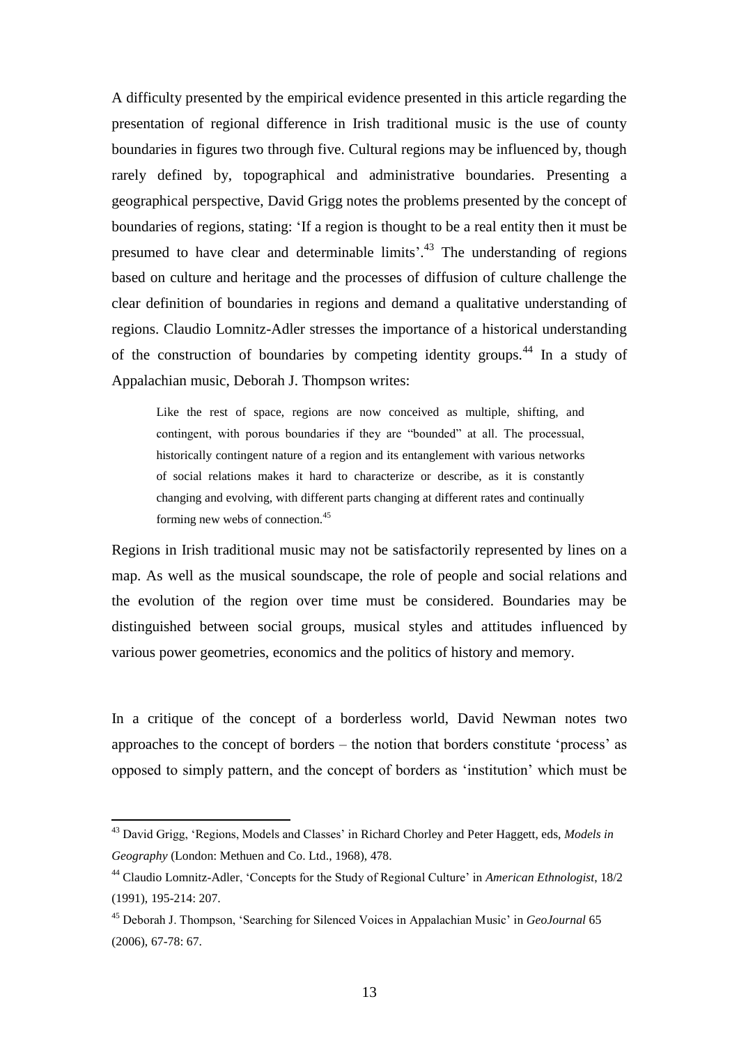A difficulty presented by the empirical evidence presented in this article regarding the presentation of regional difference in Irish traditional music is the use of county boundaries in figures two through five. Cultural regions may be influenced by, though rarely defined by, topographical and administrative boundaries. Presenting a geographical perspective, David Grigg notes the problems presented by the concept of boundaries of regions, stating: 'If a region is thought to be a real entity then it must be presumed to have clear and determinable limits'.[43] The understanding of regions based on culture and heritage and the processes of diffusion of culture challenge the clear definition of boundaries in regions and demand a qualitative understanding of regions. Claudio Lomnitz-Adler stresses the importance of a historical understanding of the construction of boundaries by competing identity groups.[44] In a study of Appalachian music, Deborah J. Thompson writes:

> Like the rest of space, regions are now conceived as multiple, shifting, and contingent, with porous boundaries if they are "bounded" at all. The processual, historically contingent nature of a region and its entanglement with various networks of social relations makes it hard to characterize or describe, as it is constantly changing and evolving, with different parts changing at different rates and continually forming new webs of connection.[45]

Regions in Irish traditional music may not be satisfactorily represented by lines on a map. As well as the musical soundscape, the role of people and social relations and the evolution of the region over time must be considered. Boundaries may be distinguished between social groups, musical styles and attitudes influenced by various power geometries, economics and the politics of history and memory.

In a critique of the concept of a borderless world, David Newman notes two approaches to the concept of borders – the notion that borders constitute 'process' as opposed to simply pattern, and the concept of borders as 'institution' which must be

---

[43] David Grigg, 'Regions, Models and Classes' in Richard Chorley and Peter Haggett, eds, *Models in Geography* (London: Methuen and Co. Ltd., 1968), 478.

[44] Claudio Lomnitz-Adler, 'Concepts for the Study of Regional Culture' in *American Ethnologist*, 18/2 (1991), 195-214: 207.

[45] Deborah J. Thompson, 'Searching for Silenced Voices in Appalachian Music' in *GeoJournal* 65 (2006), 67-78: 67.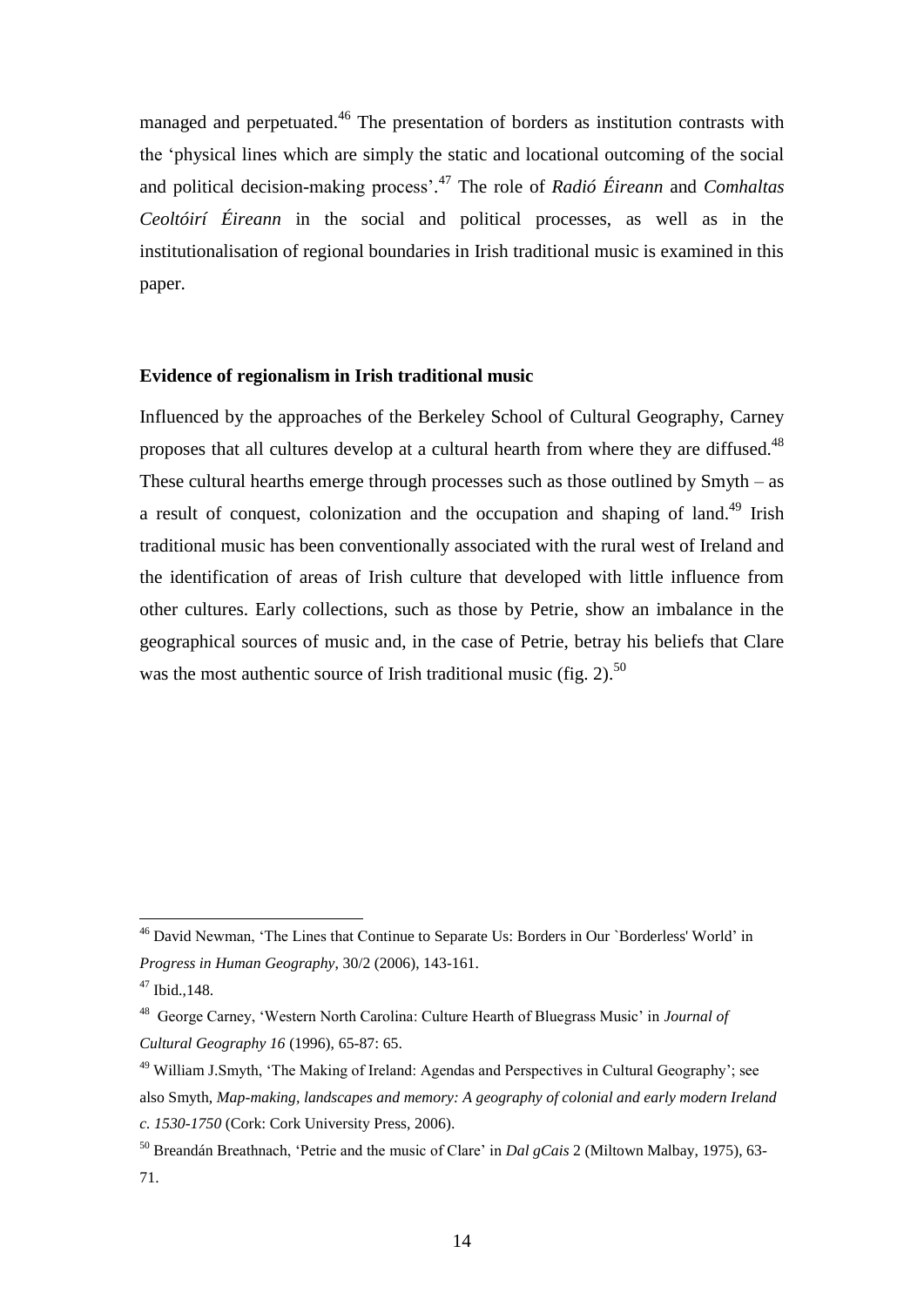managed and perpetuated.[46] The presentation of borders as institution contrasts with the 'physical lines which are simply the static and locational outcoming of the social and political decision-making process'.[47] The role of *Radió Éireann* and *Comhaltas Ceoltóirí Éireann* in the social and political processes, as well as in the institutionalisation of regional boundaries in Irish traditional music is examined in this paper.

**Evidence of regionalism in Irish traditional music**

Influenced by the approaches of the Berkeley School of Cultural Geography, Carney proposes that all cultures develop at a cultural hearth from where they are diffused.[48] These cultural hearths emerge through processes such as those outlined by Smyth – as a result of conquest, colonization and the occupation and shaping of land.[49] Irish traditional music has been conventionally associated with the rural west of Ireland and the identification of areas of Irish culture that developed with little influence from other cultures. Early collections, such as those by Petrie, show an imbalance in the geographical sources of music and, in the case of Petrie, betray his beliefs that Clare was the most authentic source of Irish traditional music (fig. 2).[50]

---

[46] David Newman, 'The Lines that Continue to Separate Us: Borders in Our `Borderless' World' in *Progress in Human Geography*, 30/2 (2006), 143-161.

[47] Ibid.,148.

[48] George Carney, 'Western North Carolina: Culture Hearth of Bluegrass Music' in *Journal of Cultural Geography 16* (1996), 65-87: 65.

[49] William J.Smyth, 'The Making of Ireland: Agendas and Perspectives in Cultural Geography'; see also Smyth, *Map-making, landscapes and memory: A geography of colonial and early modern Ireland c. 1530-1750* (Cork: Cork University Press, 2006).

[50] Breandán Breathnach, 'Petrie and the music of Clare' in *Dal gCais* 2 (Miltown Malbay, 1975), 63-71.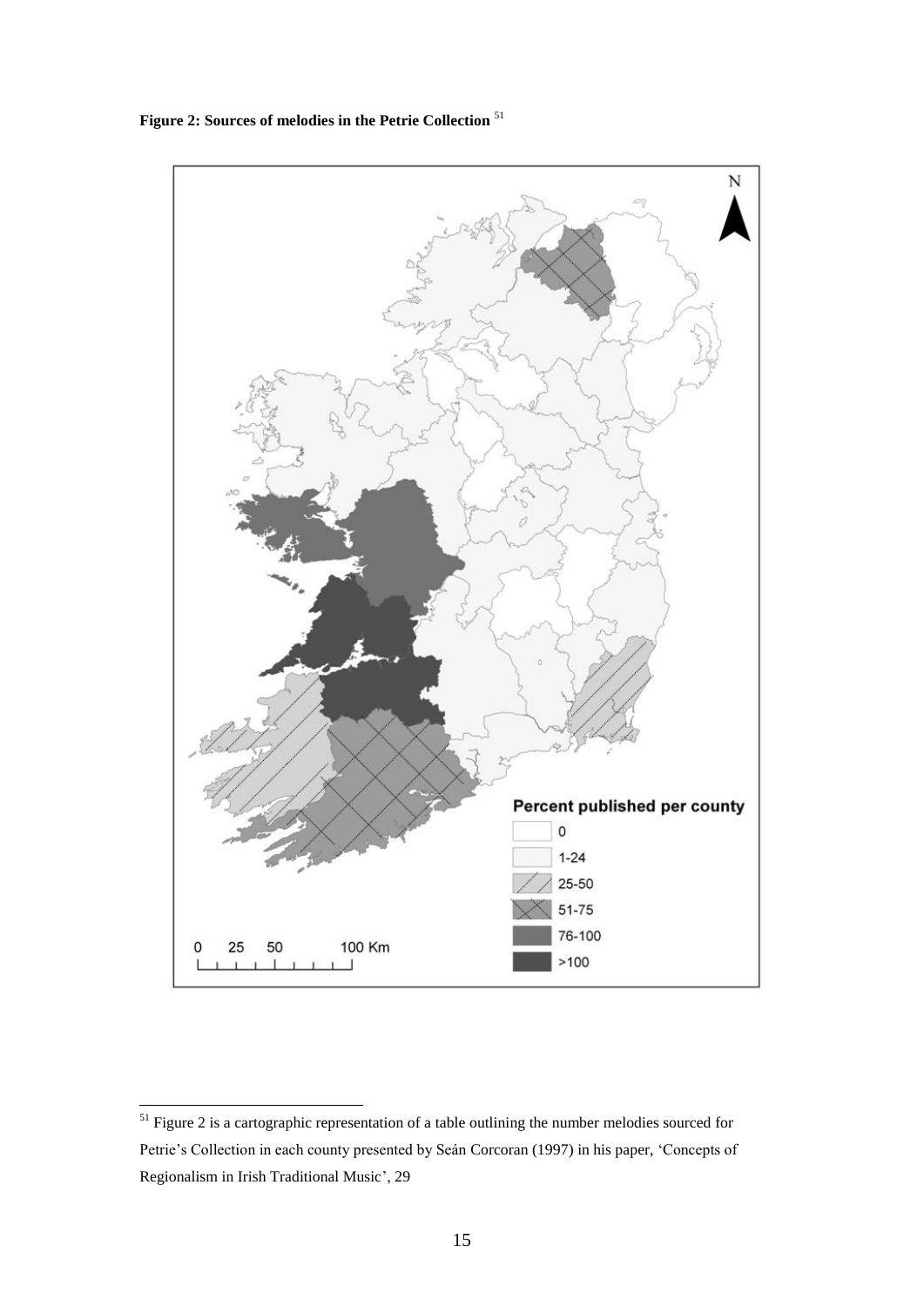**Figure 2: Sources of melodies in the Petrie Collection** [51]

[51] Figure 2 is a cartographic representation of a table outlining the number melodies sourced for Petrie's Collection in each county presented by Seán Corcoran (1997) in his paper, 'Concepts of Regionalism in Irish Traditional Music', 29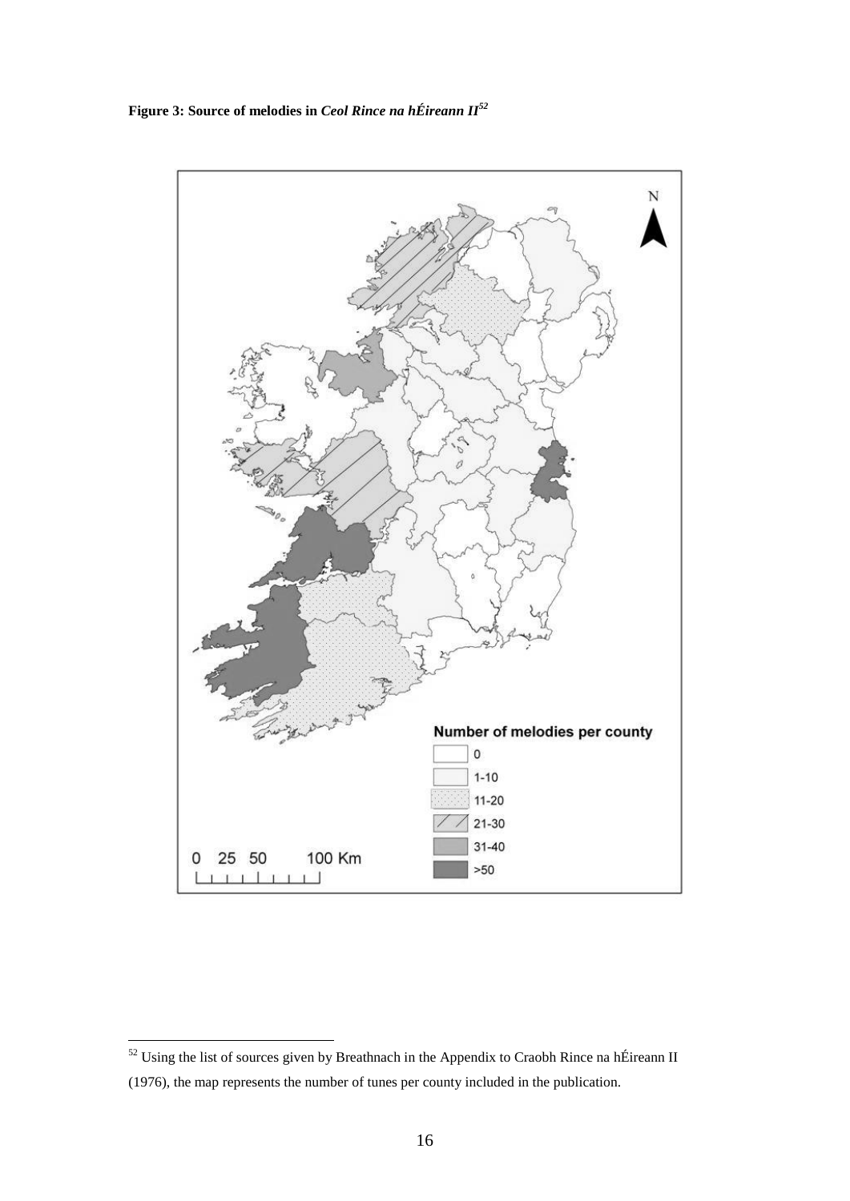**Figure 3: Source of melodies in *Ceol Rince na hÉireann II*[52]**

Number of melodies per county

- 0
- 1-10
- 11-20
- 21-30
- 31-40
- >50

0 25 50 100 Km

---

[52] Using the list of sources given by Breathnach in the Appendix to Craobh Rince na hÉireann II (1976), the map represents the number of tunes per county included in the publication.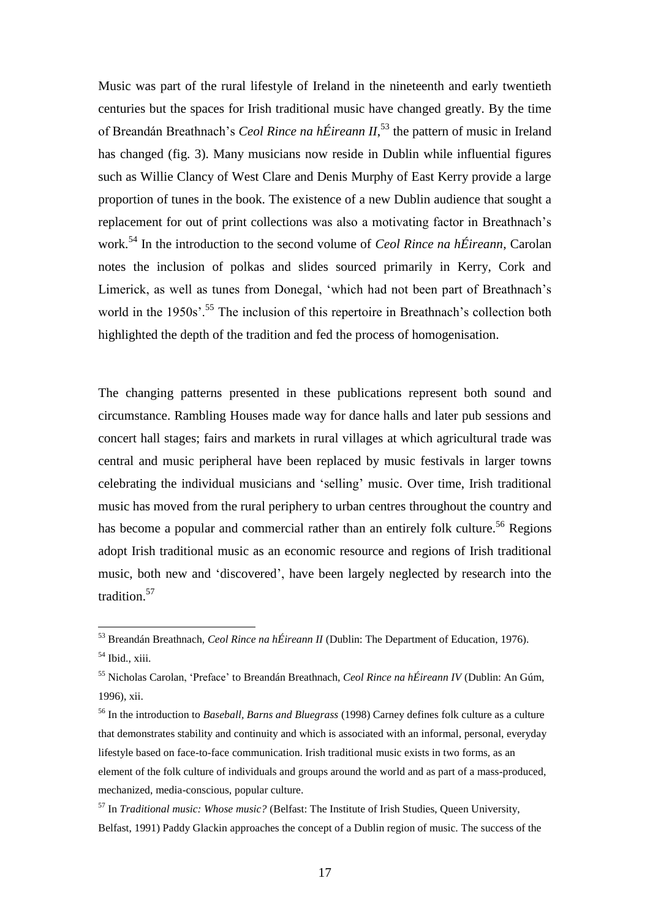Music was part of the rural lifestyle of Ireland in the nineteenth and early twentieth centuries but the spaces for Irish traditional music have changed greatly. By the time of Breandán Breathnach's *Ceol Rince na hÉireann II*,[53] the pattern of music in Ireland has changed (fig. 3). Many musicians now reside in Dublin while influential figures such as Willie Clancy of West Clare and Denis Murphy of East Kerry provide a large proportion of tunes in the book. The existence of a new Dublin audience that sought a replacement for out of print collections was also a motivating factor in Breathnach's work.[54] In the introduction to the second volume of *Ceol Rince na hÉireann*, Carolan notes the inclusion of polkas and slides sourced primarily in Kerry, Cork and Limerick, as well as tunes from Donegal, 'which had not been part of Breathnach's world in the 1950s'.[55] The inclusion of this repertoire in Breathnach's collection both highlighted the depth of the tradition and fed the process of homogenisation.

The changing patterns presented in these publications represent both sound and circumstance. Rambling Houses made way for dance halls and later pub sessions and concert hall stages; fairs and markets in rural villages at which agricultural trade was central and music peripheral have been replaced by music festivals in larger towns celebrating the individual musicians and 'selling' music. Over time, Irish traditional music has moved from the rural periphery to urban centres throughout the country and has become a popular and commercial rather than an entirely folk culture.[56] Regions adopt Irish traditional music as an economic resource and regions of Irish traditional music, both new and 'discovered', have been largely neglected by research into the tradition.[57]

---

[53] Breandán Breathnach, *Ceol Rince na hÉireann II* (Dublin: The Department of Education, 1976).

[54] Ibid., xiii.

[55] Nicholas Carolan, 'Preface' to Breandán Breathnach, *Ceol Rince na hÉireann IV* (Dublin: An Gúm, 1996), xii.

[56] In the introduction to *Baseball, Barns and Bluegrass* (1998) Carney defines folk culture as a culture that demonstrates stability and continuity and which is associated with an informal, personal, everyday lifestyle based on face-to-face communication. Irish traditional music exists in two forms, as an element of the folk culture of individuals and groups around the world and as part of a mass-produced, mechanized, media-conscious, popular culture.

[57] In *Traditional music: Whose music?* (Belfast: The Institute of Irish Studies, Queen University, Belfast, 1991) Paddy Glackin approaches the concept of a Dublin region of music. The success of the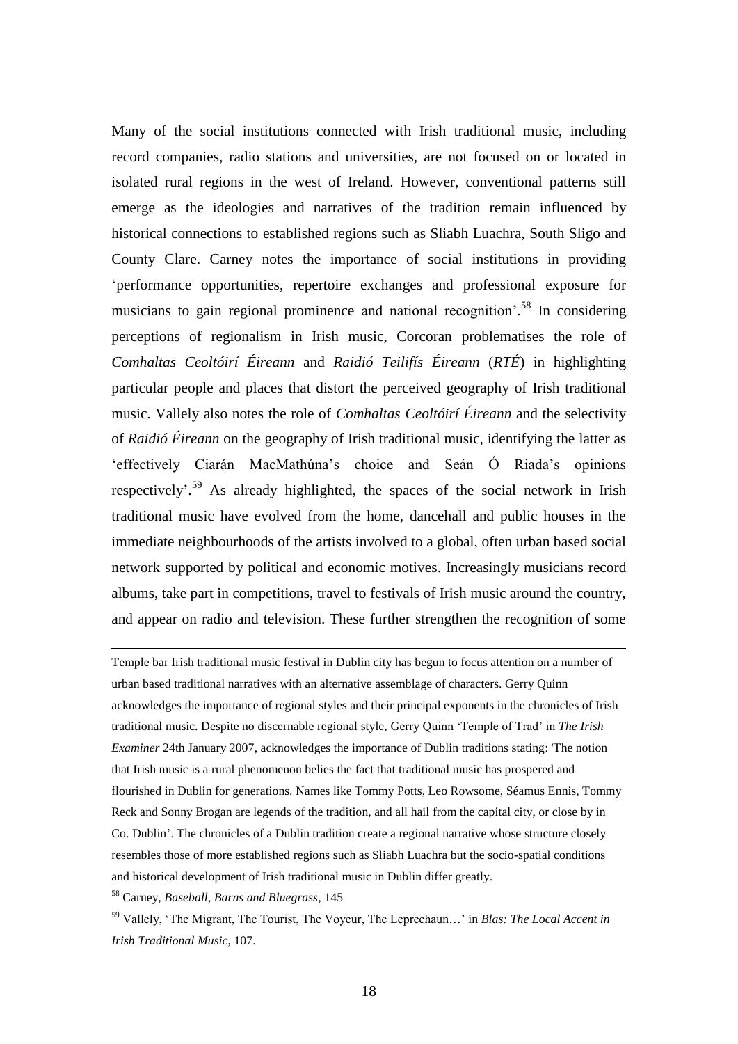Many of the social institutions connected with Irish traditional music, including record companies, radio stations and universities, are not focused on or located in isolated rural regions in the west of Ireland. However, conventional patterns still emerge as the ideologies and narratives of the tradition remain influenced by historical connections to established regions such as Sliabh Luachra, South Sligo and County Clare. Carney notes the importance of social institutions in providing 'performance opportunities, repertoire exchanges and professional exposure for musicians to gain regional prominence and national recognition'.[58] In considering perceptions of regionalism in Irish music, Corcoran problematises the role of *Comhaltas Ceoltóirí Éireann* and *Raidió Teilifís Éireann* (*RTÉ*) in highlighting particular people and places that distort the perceived geography of Irish traditional music. Vallely also notes the role of *Comhaltas Ceoltóirí Éireann* and the selectivity of *Raidió Éireann* on the geography of Irish traditional music, identifying the latter as 'effectively Ciarán MacMathúna's choice and Seán Ó Riada's opinions respectively'.[59] As already highlighted, the spaces of the social network in Irish traditional music have evolved from the home, dancehall and public houses in the immediate neighbourhoods of the artists involved to a global, often urban based social network supported by political and economic motives. Increasingly musicians record albums, take part in competitions, travel to festivals of Irish music around the country, and appear on radio and television. These further strengthen the recognition of some

---

Temple bar Irish traditional music festival in Dublin city has begun to focus attention on a number of urban based traditional narratives with an alternative assemblage of characters. Gerry Quinn acknowledges the importance of regional styles and their principal exponents in the chronicles of Irish traditional music. Despite no discernable regional style, Gerry Quinn 'Temple of Trad' in *The Irish Examiner* 24th January 2007, acknowledges the importance of Dublin traditions stating: 'The notion that Irish music is a rural phenomenon belies the fact that traditional music has prospered and flourished in Dublin for generations. Names like Tommy Potts, Leo Rowsome, Séamus Ennis, Tommy Reck and Sonny Brogan are legends of the tradition, and all hail from the capital city, or close by in Co. Dublin'. The chronicles of a Dublin tradition create a regional narrative whose structure closely resembles those of more established regions such as Sliabh Luachra but the socio-spatial conditions and historical development of Irish traditional music in Dublin differ greatly.

[58] Carney, *Baseball, Barns and Bluegrass*, 145

[59] Vallely, 'The Migrant, The Tourist, The Voyeur, The Leprechaun…' in *Blas: The Local Accent in Irish Traditional Music*, 107.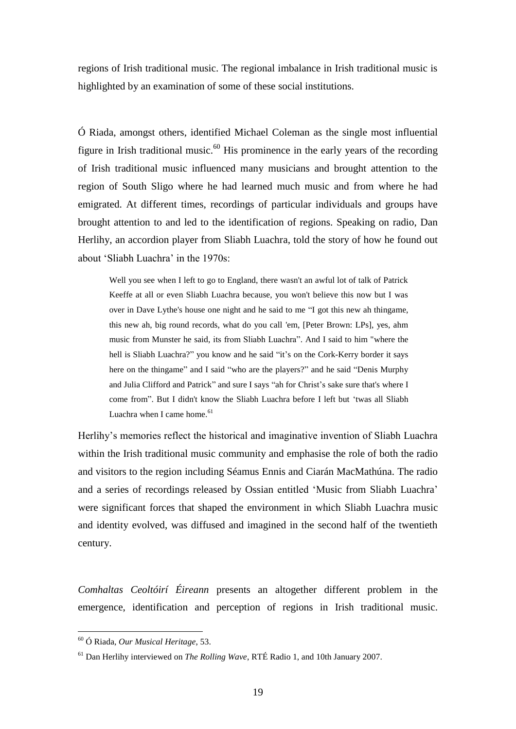regions of Irish traditional music. The regional imbalance in Irish traditional music is highlighted by an examination of some of these social institutions.

Ó Riada, amongst others, identified Michael Coleman as the single most influential figure in Irish traditional music.[60] His prominence in the early years of the recording of Irish traditional music influenced many musicians and brought attention to the region of South Sligo where he had learned much music and from where he had emigrated. At different times, recordings of particular individuals and groups have brought attention to and led to the identification of regions. Speaking on radio, Dan Herlihy, an accordion player from Sliabh Luachra, told the story of how he found out about 'Sliabh Luachra' in the 1970s:

> Well you see when I left to go to England, there wasn't an awful lot of talk of Patrick Keeffe at all or even Sliabh Luachra because, you won't believe this now but I was over in Dave Lythe's house one night and he said to me "I got this new ah thingame, this new ah, big round records, what do you call 'em, [Peter Brown: LPs], yes, ahm music from Munster he said, its from Sliabh Luachra". And I said to him "where the hell is Sliabh Luachra?" you know and he said "it's on the Cork-Kerry border it says here on the thingame" and I said "who are the players?" and he said "Denis Murphy and Julia Clifford and Patrick" and sure I says "ah for Christ's sake sure that's where I come from". But I didn't know the Sliabh Luachra before I left but 'twas all Sliabh Luachra when I came home.[61]

Herlihy's memories reflect the historical and imaginative invention of Sliabh Luachra within the Irish traditional music community and emphasise the role of both the radio and visitors to the region including Séamus Ennis and Ciarán MacMathúna. The radio and a series of recordings released by Ossian entitled 'Music from Sliabh Luachra' were significant forces that shaped the environment in which Sliabh Luachra music and identity evolved, was diffused and imagined in the second half of the twentieth century.

*Comhaltas Ceoltóirí Éireann* presents an altogether different problem in the emergence, identification and perception of regions in Irish traditional music.

---

[60] Ó Riada, *Our Musical Heritage*, 53.

[61] Dan Herlihy interviewed on *The Rolling Wave*, RTÉ Radio 1, and 10th January 2007.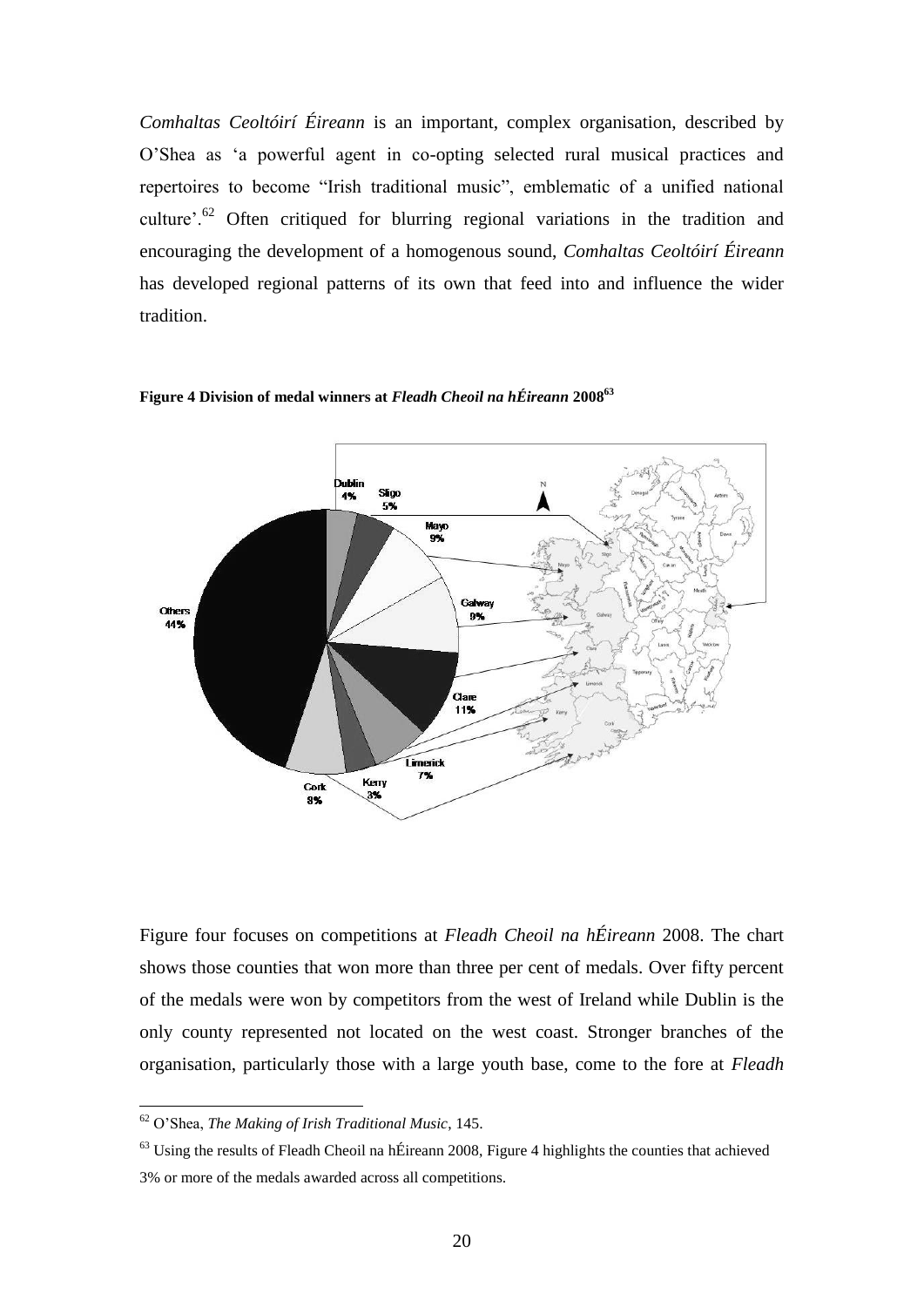*Comhaltas Ceoltóirí Éireann* is an important, complex organisation, described by O'Shea as 'a powerful agent in co-opting selected rural musical practices and repertoires to become "Irish traditional music", emblematic of a unified national culture'.[62] Often critiqued for blurring regional variations in the tradition and encouraging the development of a homogenous sound, *Comhaltas Ceoltóirí Éireann* has developed regional patterns of its own that feed into and influence the wider tradition.

**Figure 4 Division of medal winners at *Fleadh Cheoil na hÉireann* 2008**[63]

Figure four focuses on competitions at *Fleadh Cheoil na hÉireann* 2008. The chart shows those counties that won more than three per cent of medals. Over fifty percent of the medals were won by competitors from the west of Ireland while Dublin is the only county represented not located on the west coast. Stronger branches of the organisation, particularly those with a large youth base, come to the fore at *Fleadh*

[62] O'Shea, *The Making of Irish Traditional Music*, 145.

[63] Using the results of Fleadh Cheoil na hÉireann 2008, Figure 4 highlights the counties that achieved 3% or more of the medals awarded across all competitions.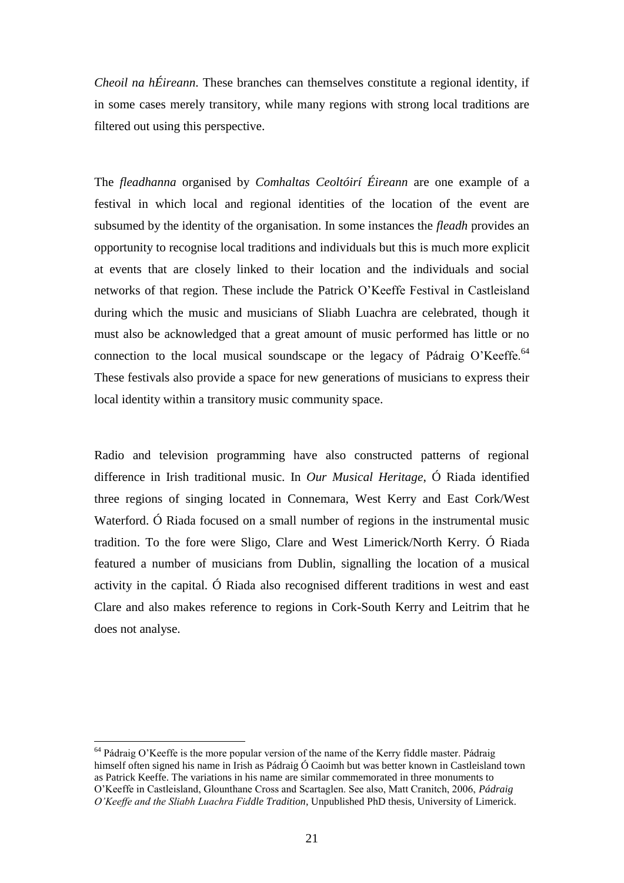*Cheoil na hÉireann*. These branches can themselves constitute a regional identity, if in some cases merely transitory, while many regions with strong local traditions are filtered out using this perspective.

The *fleadhanna* organised by *Comhaltas Ceoltóirí Éireann* are one example of a festival in which local and regional identities of the location of the event are subsumed by the identity of the organisation. In some instances the *fleadh* provides an opportunity to recognise local traditions and individuals but this is much more explicit at events that are closely linked to their location and the individuals and social networks of that region. These include the Patrick O'Keeffe Festival in Castleisland during which the music and musicians of Sliabh Luachra are celebrated, though it must also be acknowledged that a great amount of music performed has little or no connection to the local musical soundscape or the legacy of Pádraig O'Keeffe.[64] These festivals also provide a space for new generations of musicians to express their local identity within a transitory music community space.

Radio and television programming have also constructed patterns of regional difference in Irish traditional music. In *Our Musical Heritage*, Ó Riada identified three regions of singing located in Connemara, West Kerry and East Cork/West Waterford. Ó Riada focused on a small number of regions in the instrumental music tradition. To the fore were Sligo, Clare and West Limerick/North Kerry. Ó Riada featured a number of musicians from Dublin, signalling the location of a musical activity in the capital. Ó Riada also recognised different traditions in west and east Clare and also makes reference to regions in Cork-South Kerry and Leitrim that he does not analyse.

---

[64] Pádraig O'Keeffe is the more popular version of the name of the Kerry fiddle master. Pádraig himself often signed his name in Irish as Pádraig Ó Caoimh but was better known in Castleisland town as Patrick Keeffe. The variations in his name are similar commemorated in three monuments to O'Keeffe in Castleisland, Glounthane Cross and Scartaglen. See also, Matt Cranitch, 2006, *Pádraig O'Keeffe and the Sliabh Luachra Fiddle Tradition*, Unpublished PhD thesis, University of Limerick.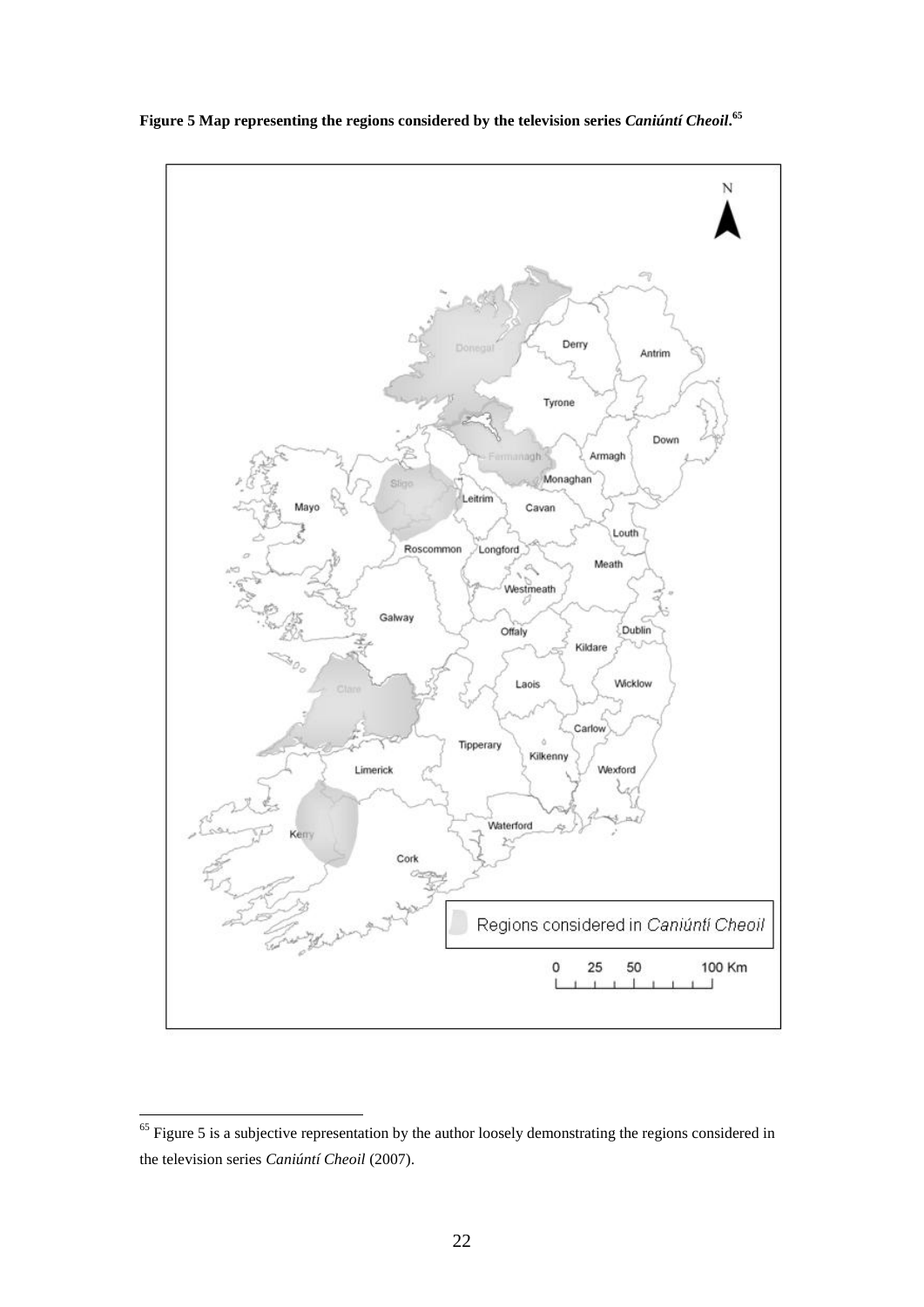**Figure 5 Map representing the regions considered by the television series *Caniúntí Cheoil*.[65]**

[65] Figure 5 is a subjective representation by the author loosely demonstrating the regions considered in the television series *Caniúntí Cheoil* (2007).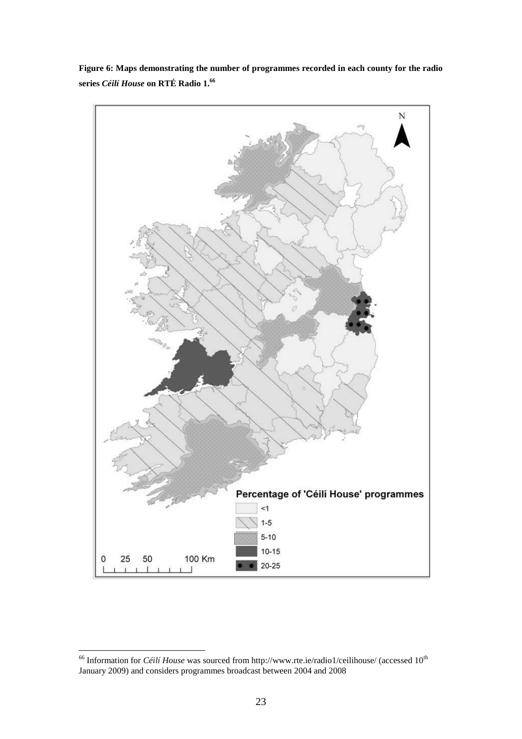**Figure 6: Maps demonstrating the number of programmes recorded in each county for the radio series *Céilí House* on RTÉ Radio 1.[66]**

Percentage of 'Céilí House' programmes

- <1
- 1-5
- 5-10
- 10-15
- 20-25

0 25 50 100 Km

N

---

[66] Information for *Céilí House* was sourced from http://www.rte.ie/radio1/ceilihouse/ (accessed 10th January 2009) and considers programmes broadcast between 2004 and 2008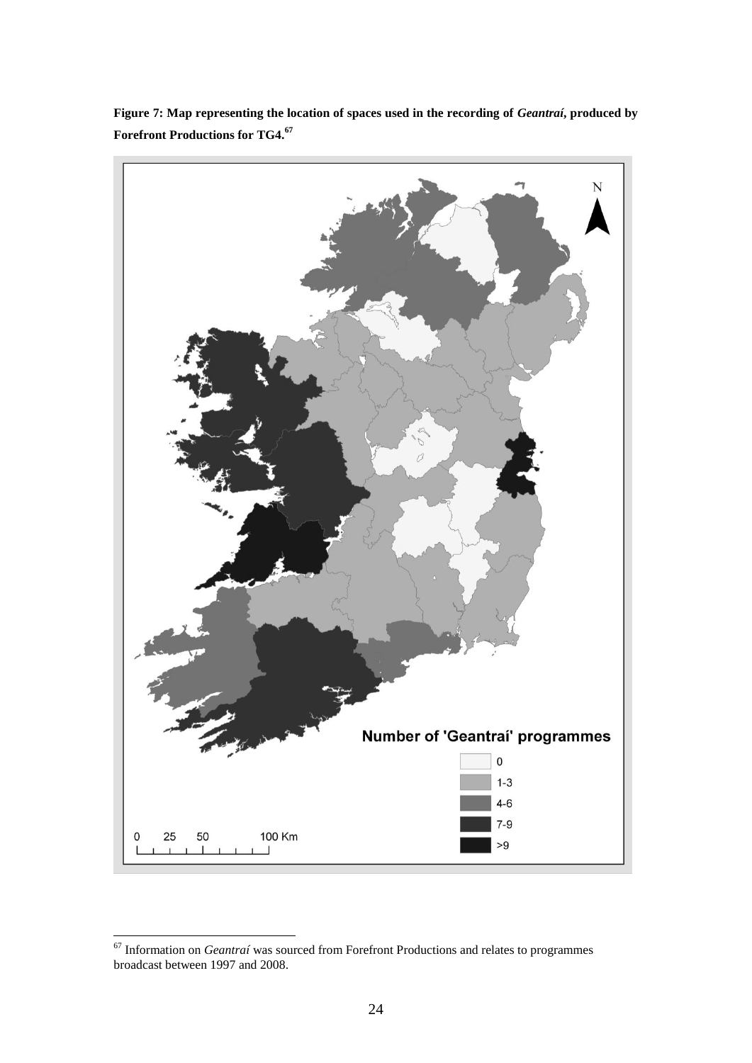**Figure 7: Map representing the location of spaces used in the recording of *Geantraí*, produced by Forefront Productions for TG4.**[67]

Number of 'Geantraí' programmes

- 0
- 1-3
- 4-6
- 7-9
- >9

0 25 50 100 Km

N

---

[67] Information on *Geantraí* was sourced from Forefront Productions and relates to programmes broadcast between 1997 and 2008.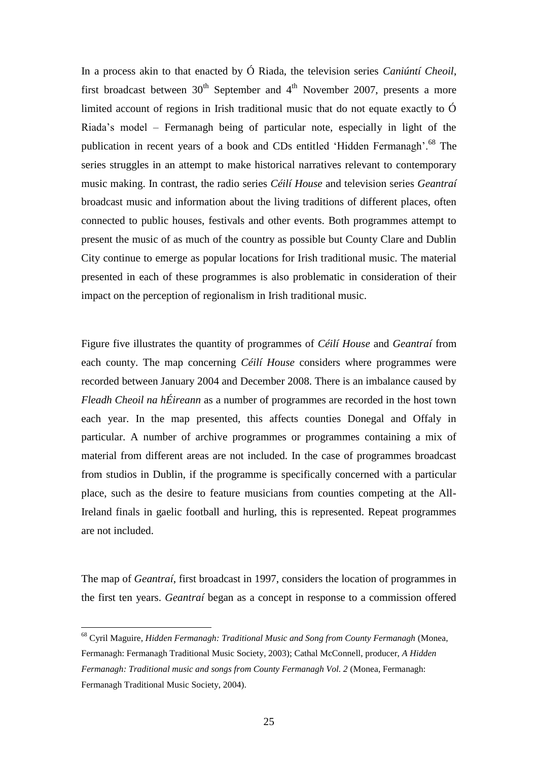In a process akin to that enacted by Ó Riada, the television series *Caniúntí Cheoil*, first broadcast between 30th September and 4th November 2007, presents a more limited account of regions in Irish traditional music that do not equate exactly to Ó Riada's model – Fermanagh being of particular note, especially in light of the publication in recent years of a book and CDs entitled 'Hidden Fermanagh'.[68] The series struggles in an attempt to make historical narratives relevant to contemporary music making. In contrast, the radio series *Céilí House* and television series *Geantraí* broadcast music and information about the living traditions of different places, often connected to public houses, festivals and other events. Both programmes attempt to present the music of as much of the country as possible but County Clare and Dublin City continue to emerge as popular locations for Irish traditional music. The material presented in each of these programmes is also problematic in consideration of their impact on the perception of regionalism in Irish traditional music.

Figure five illustrates the quantity of programmes of *Céilí House* and *Geantraí* from each county. The map concerning *Céilí House* considers where programmes were recorded between January 2004 and December 2008. There is an imbalance caused by *Fleadh Cheoil na hÉireann* as a number of programmes are recorded in the host town each year. In the map presented, this affects counties Donegal and Offaly in particular. A number of archive programmes or programmes containing a mix of material from different areas are not included. In the case of programmes broadcast from studios in Dublin, if the programme is specifically concerned with a particular place, such as the desire to feature musicians from counties competing at the All-Ireland finals in gaelic football and hurling, this is represented. Repeat programmes are not included.

The map of *Geantraí*, first broadcast in 1997, considers the location of programmes in the first ten years. *Geantraí* began as a concept in response to a commission offered

---

[68] Cyril Maguire, *Hidden Fermanagh: Traditional Music and Song from County Fermanagh* (Monea, Fermanagh: Fermanagh Traditional Music Society, 2003); Cathal McConnell, producer, *A Hidden Fermanagh: Traditional music and songs from County Fermanagh Vol. 2* (Monea, Fermanagh: Fermanagh Traditional Music Society, 2004).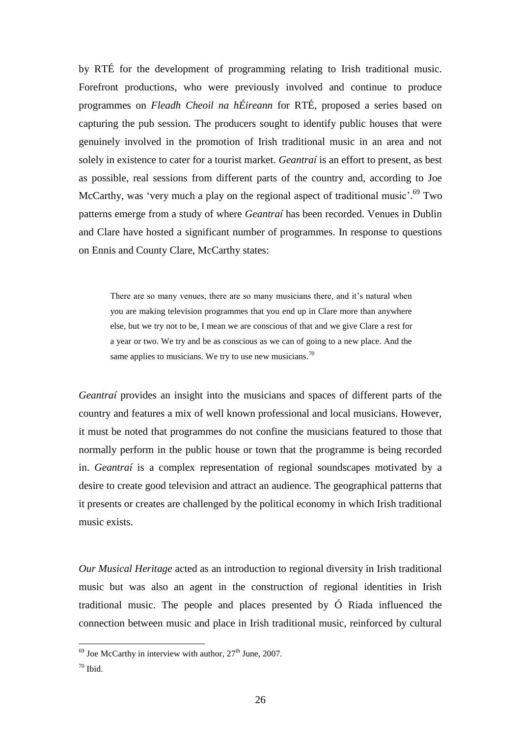by RTÉ for the development of programming relating to Irish traditional music. Forefront productions, who were previously involved and continue to produce programmes on *Fleadh Cheoil na hÉireann* for RTÉ, proposed a series based on capturing the pub session. The producers sought to identify public houses that were genuinely involved in the promotion of Irish traditional music in an area and not solely in existence to cater for a tourist market. *Geantraí* is an effort to present, as best as possible, real sessions from different parts of the country and, according to Joe McCarthy, was 'very much a play on the regional aspect of traditional music'.[69] Two patterns emerge from a study of where *Geantraí* has been recorded. Venues in Dublin and Clare have hosted a significant number of programmes. In response to questions on Ennis and County Clare, McCarthy states:

> There are so many venues, there are so many musicians there, and it's natural when you are making television programmes that you end up in Clare more than anywhere else, but we try not to be, I mean we are conscious of that and we give Clare a rest for a year or two. We try and be as conscious as we can of going to a new place. And the same applies to musicians. We try to use new musicians.[70]

*Geantraí* provides an insight into the musicians and spaces of different parts of the country and features a mix of well known professional and local musicians. However, it must be noted that programmes do not confine the musicians featured to those that normally perform in the public house or town that the programme is being recorded in. *Geantraí* is a complex representation of regional soundscapes motivated by a desire to create good television and attract an audience. The geographical patterns that it presents or creates are challenged by the political economy in which Irish traditional music exists.

*Our Musical Heritage* acted as an introduction to regional diversity in Irish traditional music but was also an agent in the construction of regional identities in Irish traditional music. The people and places presented by Ó Riada influenced the connection between music and place in Irish traditional music, reinforced by cultural

---

[69] Joe McCarthy in interview with author, 27th June, 2007.

[70] Ibid.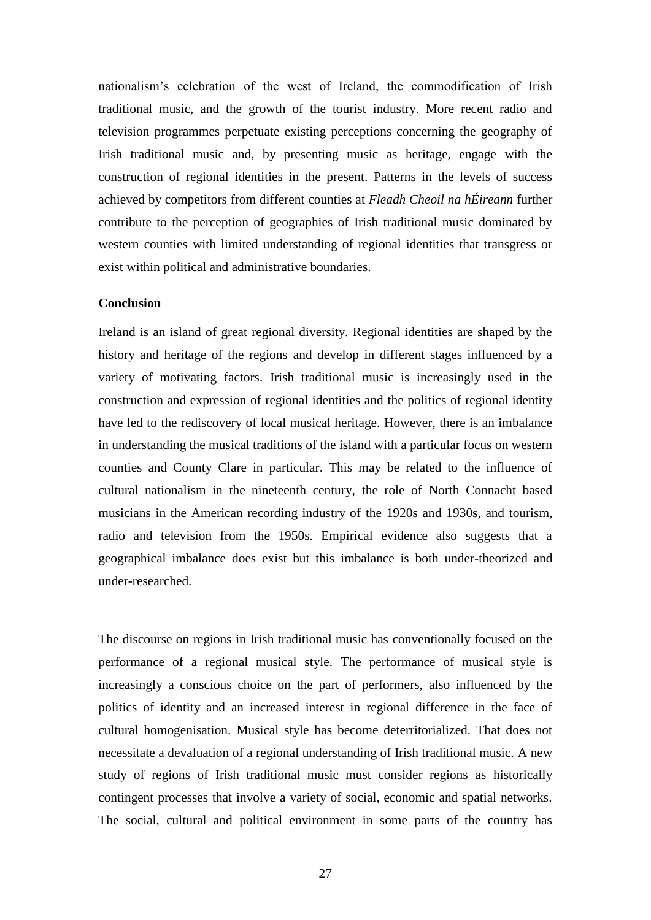nationalism's celebration of the west of Ireland, the commodification of Irish traditional music, and the growth of the tourist industry. More recent radio and television programmes perpetuate existing perceptions concerning the geography of Irish traditional music and, by presenting music as heritage, engage with the construction of regional identities in the present. Patterns in the levels of success achieved by competitors from different counties at *Fleadh Cheoil na hÉireann* further contribute to the perception of geographies of Irish traditional music dominated by western counties with limited understanding of regional identities that transgress or exist within political and administrative boundaries.

**Conclusion**

Ireland is an island of great regional diversity. Regional identities are shaped by the history and heritage of the regions and develop in different stages influenced by a variety of motivating factors. Irish traditional music is increasingly used in the construction and expression of regional identities and the politics of regional identity have led to the rediscovery of local musical heritage. However, there is an imbalance in understanding the musical traditions of the island with a particular focus on western counties and County Clare in particular. This may be related to the influence of cultural nationalism in the nineteenth century, the role of North Connacht based musicians in the American recording industry of the 1920s and 1930s, and tourism, radio and television from the 1950s. Empirical evidence also suggests that a geographical imbalance does exist but this imbalance is both under-theorized and under-researched.

The discourse on regions in Irish traditional music has conventionally focused on the performance of a regional musical style. The performance of musical style is increasingly a conscious choice on the part of performers, also influenced by the politics of identity and an increased interest in regional difference in the face of cultural homogenisation. Musical style has become deterritorialized. That does not necessitate a devaluation of a regional understanding of Irish traditional music. A new study of regions of Irish traditional music must consider regions as historically contingent processes that involve a variety of social, economic and spatial networks. The social, cultural and political environment in some parts of the country has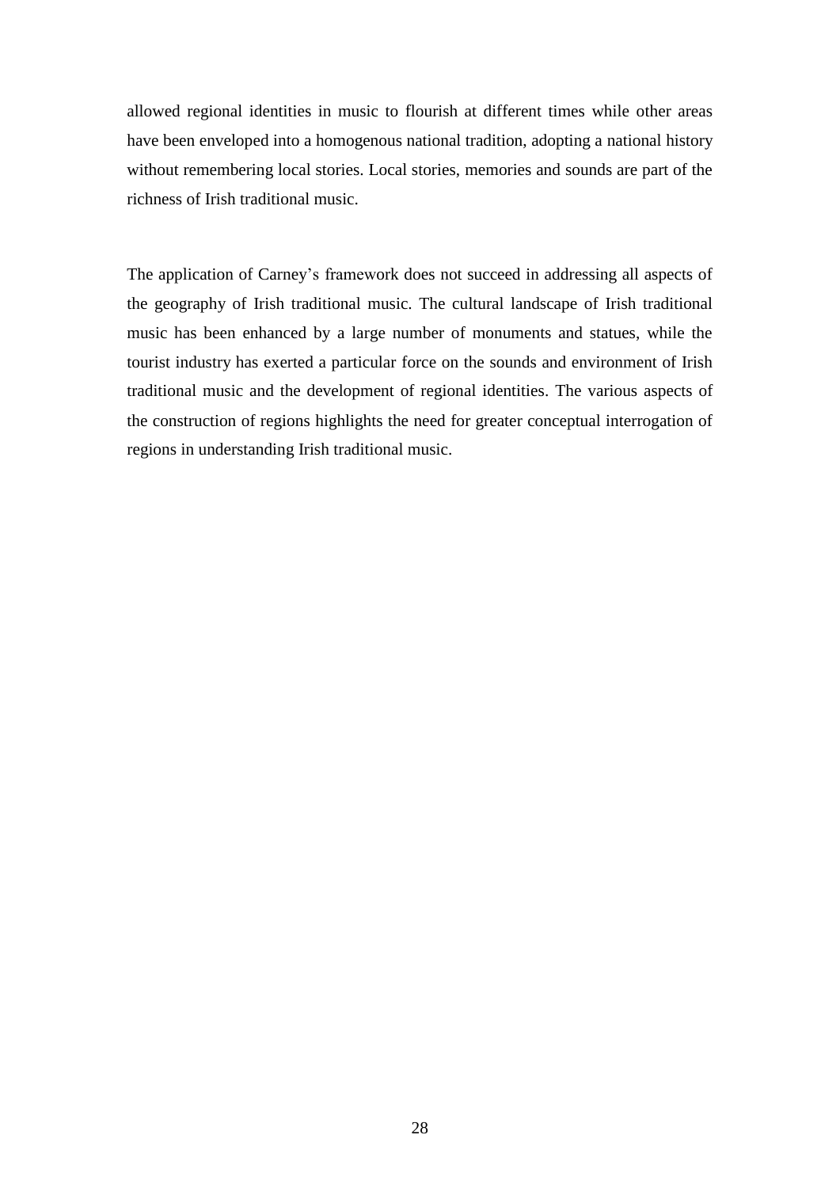allowed regional identities in music to flourish at different times while other areas have been enveloped into a homogenous national tradition, adopting a national history without remembering local stories. Local stories, memories and sounds are part of the richness of Irish traditional music.

The application of Carney's framework does not succeed in addressing all aspects of the geography of Irish traditional music. The cultural landscape of Irish traditional music has been enhanced by a large number of monuments and statues, while the tourist industry has exerted a particular force on the sounds and environment of Irish traditional music and the development of regional identities. The various aspects of the construction of regions highlights the need for greater conceptual interrogation of regions in understanding Irish traditional music.